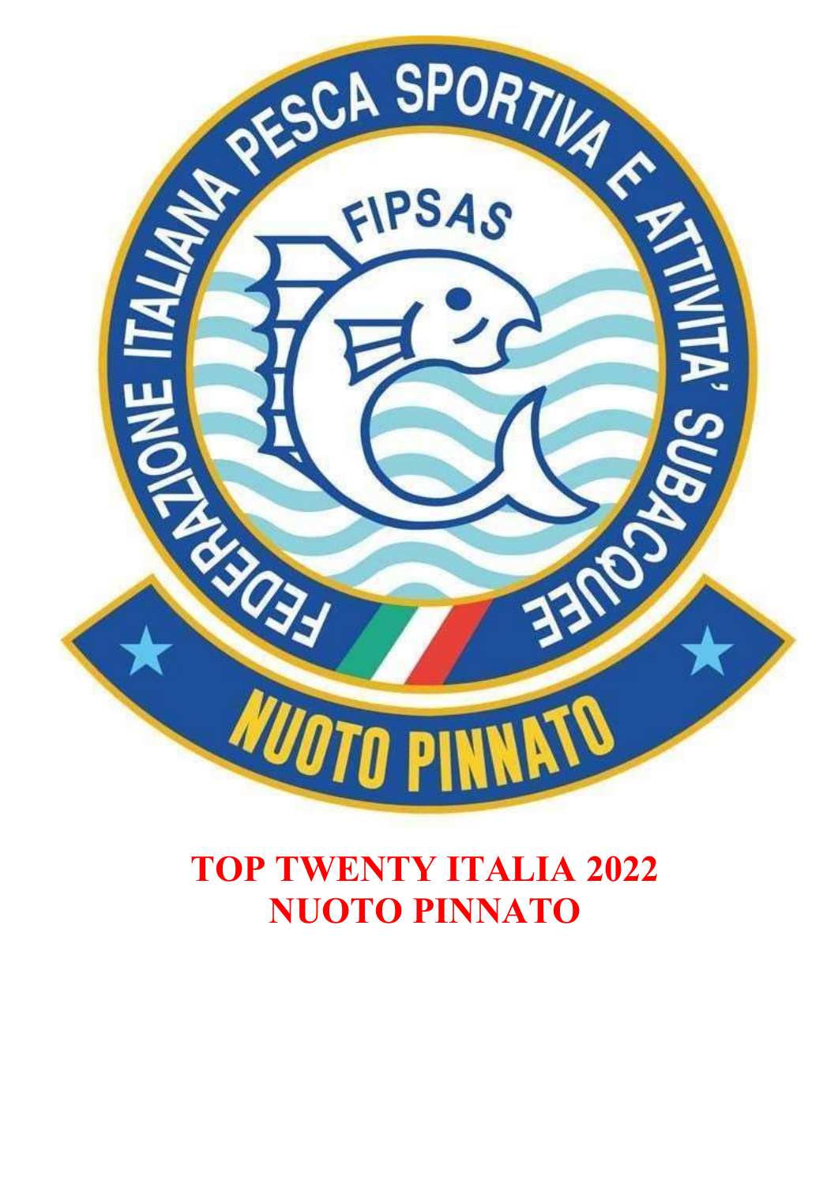# TOP TWENTY ITALIA 2022
# NUOTO PINNATO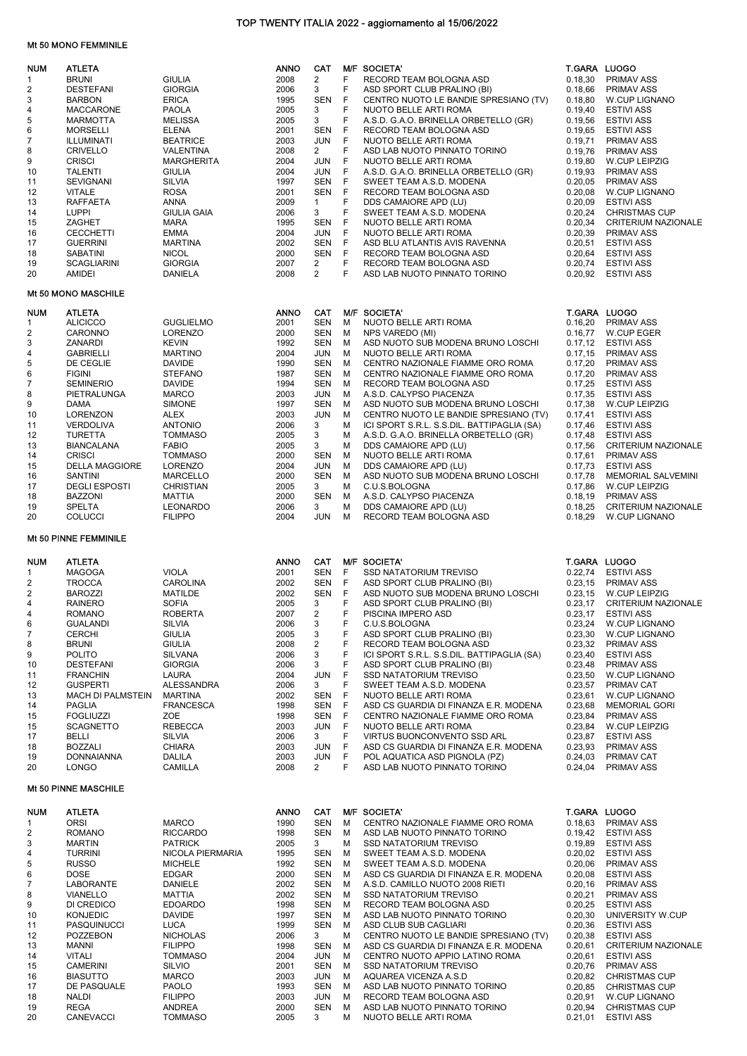# TOP TWENTY ITALIA 2022 - aggiornamento al 15/06/2022

## Mt 50 MONO FEMMINILE

| NUM | ATLETA | | ANNO | CAT | M/F | SOCIETA' | T.GARA | LUOGO |
|---|---|---|---|---|---|---|---|---|
| 1 | BRUNI | GIULIA | 2008 | 2 | F | RECORD TEAM BOLOGNA ASD | 0.18,30 | PRIMAV ASS |
| 2 | DESTEFANI | GIORGIA | 2006 | 3 | F | ASD SPORT CLUB PRALINO (BI) | 0.18,66 | PRIMAV ASS |
| 3 | BARBON | ERICA | 1995 | SEN | F | CENTRO NUOTO LE BANDIE SPRESIANO (TV) | 0.18,80 | W.CUP LIGNANO |
| 4 | MACCARONE | PAOLA | 2005 | 3 | F | NUOTO BELLE ARTI ROMA | 0.19,40 | ESTIVI ASS |
| 5 | MARMOTTA | MELISSA | 2005 | 3 | F | A.S.D. G.A.O. BRINELLA ORBETELLO (GR) | 0.19,56 | ESTIVI ASS |
| 6 | MORSELLI | ELENA | 2001 | SEN | F | RECORD TEAM BOLOGNA ASD | 0.19,65 | ESTIVI ASS |
| 7 | ILLUMINATI | BEATRICE | 2003 | JUN | F | NUOTO BELLE ARTI ROMA | 0.19,71 | PRIMAV ASS |
| 8 | CRIVELLO | VALENTINA | 2008 | 2 | F | ASD LAB NUOTO PINNATO TORINO | 0.19,76 | PRIMAV ASS |
| 9 | CRISCI | MARGHERITA | 2004 | JUN | F | NUOTO BELLE ARTI ROMA | 0.19,80 | W.CUP LEIPZIG |
| 10 | TALENTI | GIULIA | 2004 | JUN | F | A.S.D. G.A.O. BRINELLA ORBETELLO (GR) | 0.19,93 | PRIMAV ASS |
| 11 | SEVIGNANI | SILVIA | 1997 | SEN | F | SWEET TEAM A.S.D. MODENA | 0.20,05 | PRIMAV ASS |
| 12 | VITALE | ROSA | 2001 | SEN | F | RECORD TEAM BOLOGNA ASD | 0.20,08 | W.CUP LIGNANO |
| 13 | RAFFAETA | ANNA | 2009 | 1 | F | DDS CAMAIORE APD (LU) | 0.20,09 | ESTIVI ASS |
| 14 | LUPPI | GIULIA GAIA | 2006 | 3 | F | SWEET TEAM A.S.D. MODENA | 0.20,24 | CHRISTMAS CUP |
| 15 | ZAGHET | MARA | 1995 | SEN | F | NUOTO BELLE ARTI ROMA | 0.20,34 | CRITERIUM NAZIONALE |
| 16 | CECCHETTI | EMMA | 2004 | JUN | F | NUOTO BELLE ARTI ROMA | 0.20,39 | PRIMAV ASS |
| 17 | GUERRINI | MARTINA | 2002 | SEN | F | ASD BLU ATLANTIS AVIS RAVENNA | 0.20,51 | ESTIVI ASS |
| 18 | SABATINI | NICOL | 2000 | SEN | F | RECORD TEAM BOLOGNA ASD | 0.20,64 | ESTIVI ASS |
| 19 | SCAGLIARINI | GIORGIA | 2007 | 2 | F | RECORD TEAM BOLOGNA ASD | 0.20,74 | ESTIVI ASS |
| 20 | AMIDEI | DANIELA | 2008 | 2 | F | ASD LAB NUOTO PINNATO TORINO | 0.20,92 | ESTIVI ASS |

## Mt 50 MONO MASCHILE

| NUM | ATLETA | | ANNO | CAT | M/F | SOCIETA' | T.GARA | LUOGO |
|---|---|---|---|---|---|---|---|---|
| 1 | ALICICCO | GUGLIELMO | 2001 | SEN | M | NUOTO BELLE ARTI ROMA | 0.16,20 | PRIMAV ASS |
| 2 | CARONNO | LORENZO | 2000 | SEN | M | NPS VAREDO (MI) | 0.16,77 | W.CUP EGER |
| 3 | ZANARDI | KEVIN | 1992 | SEN | M | ASD NUOTO SUB MODENA BRUNO LOSCHI | 0.17,12 | ESTIVI ASS |
| 4 | GABRIELLI | MARTINO | 2004 | JUN | M | NUOTO BELLE ARTI ROMA | 0.17,15 | PRIMAV ASS |
| 5 | DE CEGLIE | DAVIDE | 1990 | SEN | M | CENTRO NAZIONALE FIAMME ORO ROMA | 0.17,20 | PRIMAV ASS |
| 6 | FIGINI | STEFANO | 1987 | SEN | M | CENTRO NAZIONALE FIAMME ORO ROMA | 0.17,20 | PRIMAV ASS |
| 7 | SEMINERIO | DAVIDE | 1994 | SEN | M | RECORD TEAM BOLOGNA ASD | 0.17,25 | ESTIVI ASS |
| 8 | PIETRALUNGA | MARCO | 2003 | JUN | M | A.S.D. CALYPSO PIACENZA | 0.17,35 | ESTIVI ASS |
| 9 | DAMA | SIMONE | 1997 | SEN | M | ASD NUOTO SUB MODENA BRUNO LOSCHI | 0.17,38 | W.CUP LEIPZIG |
| 10 | LORENZON | ALEX | 2003 | JUN | M | CENTRO NUOTO LE BANDIE SPRESIANO (TV) | 0.17,41 | ESTIVI ASS |
| 11 | VERDOLIVA | ANTONIO | 2006 | 3 | M | ICI SPORT S.R.L. S.S.DIL. BATTIPAGLIA (SA) | 0.17,46 | ESTIVI ASS |
| 12 | TURETTA | TOMMASO | 2005 | 3 | M | A.S.D. G.A.O. BRINELLA ORBETELLO (GR) | 0.17,48 | ESTIVI ASS |
| 13 | BIANCALANA | FABIO | 2005 | 3 | M | DDS CAMAIORE APD (LU) | 0.17,56 | CRITERIUM NAZIONALE |
| 14 | CRISCI | TOMMASO | 2000 | SEN | M | NUOTO BELLE ARTI ROMA | 0.17,61 | PRIMAV ASS |
| 15 | DELLA MAGGIORE | LORENZO | 2004 | JUN | M | DDS CAMAIORE APD (LU) | 0.17,73 | ESTIVI ASS |
| 16 | SANTINI | MARCELLO | 2000 | SEN | M | ASD NUOTO SUB MODENA BRUNO LOSCHI | 0.17,78 | MEMORIAL SALVEMINI |
| 17 | DEGLI ESPOSTI | CHRISTIAN | 2005 | 3 | M | C.U.S.BOLOGNA | 0.17,86 | W.CUP LEIPZIG |
| 18 | BAZZONI | MATTIA | 2000 | SEN | M | A.S.D. CALYPSO PIACENZA | 0.18,19 | PRIMAV ASS |
| 19 | SPELTA | LEONARDO | 2006 | 3 | M | DDS CAMAIORE APD (LU) | 0.18,25 | CRITERIUM NAZIONALE |
| 20 | COLUCCI | FILIPPO | 2004 | JUN | M | RECORD TEAM BOLOGNA ASD | 0.18,29 | W.CUP LIGNANO |

## Mt 50 PINNE FEMMINILE

| NUM | ATLETA | | ANNO | CAT | M/F | SOCIETA' | T.GARA | LUOGO |
|---|---|---|---|---|---|---|---|---|
| 1 | MAGOGA | VIOLA | 2001 | SEN | F | SSD NATATORIUM TREVISO | 0.22,74 | ESTIVI ASS |
| 2 | TROCCA | CAROLINA | 2002 | SEN | F | ASD SPORT CLUB PRALINO (BI) | 0.23,15 | PRIMAV ASS |
| 2 | BAROZZI | MATILDE | 2002 | SEN | F | ASD NUOTO SUB MODENA BRUNO LOSCHI | 0.23,15 | W.CUP LEIPZIG |
| 4 | RAINERO | SOFIA | 2005 | 3 | F | ASD SPORT CLUB PRALINO (BI) | 0.23,17 | CRITERIUM NAZIONALE |
| 4 | ROMANO | ROBERTA | 2007 | 2 | F | PISCINA IMPERO ASD | 0.23,17 | ESTIVI ASS |
| 6 | GUALANDI | SILVIA | 2006 | 3 | F | C.U.S.BOLOGNA | 0.23,24 | W.CUP LIGNANO |
| 7 | CERCHI | GIULIA | 2005 | 3 | F | ASD SPORT CLUB PRALINO (BI) | 0.23,30 | W.CUP LIGNANO |
| 8 | BRUNI | GIULIA | 2008 | 2 | F | RECORD TEAM BOLOGNA ASD | 0.23,32 | PRIMAV ASS |
| 9 | POLITO | SILVANA | 2006 | 3 | F | ICI SPORT S.R.L. S.S.DIL. BATTIPAGLIA (SA) | 0.23,40 | ESTIVI ASS |
| 10 | DESTEFANI | GIORGIA | 2006 | 3 | F | ASD SPORT CLUB PRALINO (BI) | 0.23,48 | PRIMAV ASS |
| 11 | FRANCHIN | LAURA | 2004 | JUN | F | SSD NATATORIUM TREVISO | 0.23,50 | W.CUP LIGNANO |
| 12 | GUSPERTI | ALESSANDRA | 2006 | 3 | F | SWEET TEAM A.S.D. MODENA | 0.23,57 | PRIMAV CAT |
| 13 | MACH DI PALMSTEIN | MARTINA | 2002 | SEN | F | NUOTO BELLE ARTI ROMA | 0.23,61 | W.CUP LIGNANO |
| 14 | PAGLIA | FRANCESCA | 1998 | SEN | F | ASD CS GUARDIA DI FINANZA E.R. MODENA | 0.23,68 | MEMORIAL GORI |
| 15 | FOGLIUZZI | ZOE | 1998 | SEN | F | CENTRO NAZIONALE FIAMME ORO ROMA | 0.23,84 | PRIMAV ASS |
| 15 | SCAGNETTO | REBECCA | 2003 | JUN | F | NUOTO BELLE ARTI ROMA | 0.23,84 | W.CUP LEIPZIG |
| 17 | BELLI | SILVIA | 2006 | 3 | F | VIRTUS BUONCONVENTO SSD ARL | 0.23,87 | ESTIVI ASS |
| 18 | BOZZALI | CHIARA | 2003 | JUN | F | ASD CS GUARDIA DI FINANZA E.R. MODENA | 0.23,93 | PRIMAV ASS |
| 19 | DONNAIANNA | DALILA | 2003 | JUN | F | POL AQUATICA ASD PIGNOLA (PZ) | 0.24,03 | PRIMAV CAT |
| 20 | LONGO | CAMILLA | 2008 | 2 | F | ASD LAB NUOTO PINNATO TORINO | 0.24,04 | PRIMAV ASS |

## Mt 50 PINNE MASCHILE

| NUM | ATLETA | | ANNO | CAT | M/F | SOCIETA' | T.GARA | LUOGO |
|---|---|---|---|---|---|---|---|---|
| 1 | ORSI | MARCO | 1990 | SEN | M | CENTRO NAZIONALE FIAMME ORO ROMA | 0.18,63 | PRIMAV ASS |
| 2 | ROMANO | RICCARDO | 1998 | SEN | M | ASD LAB NUOTO PINNATO TORINO | 0.19,42 | ESTIVI ASS |
| 3 | MARTIN | PATRICK | 2005 | 3 | M | SSD NATATORIUM TREVISO | 0.19,89 | ESTIVI ASS |
| 4 | TURRINI | NICOLA PIERMARIA | 1995 | SEN | M | SWEET TEAM A.S.D. MODENA | 0.20,02 | ESTIVI ASS |
| 5 | RUSSO | MICHELE | 1992 | SEN | M | SWEET TEAM A.S.D. MODENA | 0.20,06 | PRIMAV ASS |
| 6 | DOSE | EDGAR | 2000 | SEN | M | ASD CS GUARDIA DI FINANZA E.R. MODENA | 0.20,08 | ESTIVI ASS |
| 7 | LABORANTE | DANIELE | 2002 | SEN | M | A.S.D. CAMILLO NUOTO 2008 RIETI | 0.20,16 | PRIMAV ASS |
| 8 | VIANELLO | MATTIA | 2002 | SEN | M | SSD NATATORIUM TREVISO | 0.20,21 | PRIMAV ASS |
| 9 | DI CREDICO | EDOARDO | 1998 | SEN | M | RECORD TEAM BOLOGNA ASD | 0.20,25 | ESTIVI ASS |
| 10 | KONJEDIC | DAVIDE | 1997 | SEN | M | ASD LAB NUOTO PINNATO TORINO | 0.20,30 | UNIVERSITY W.CUP |
| 11 | PASQUINUCCI | LUCA | 1999 | SEN | M | ASD CLUB SUB CAGLIARI | 0.20,36 | ESTIVI ASS |
| 12 | POZZEBON | NICHOLAS | 2006 | 3 | M | CENTRO NUOTO LE BANDIE SPRESIANO (TV) | 0.20,38 | ESTIVI ASS |
| 13 | MANNI | FILIPPO | 1998 | SEN | M | ASD CS GUARDIA DI FINANZA E.R. MODENA | 0.20,61 | CRITERIUM NAZIONALE |
| 14 | VITALI | TOMMASO | 2004 | JUN | M | CENTRO NUOTO APPIO LATINO ROMA | 0.20,61 | ESTIVI ASS |
| 15 | CAMERINI | SILVIO | 2001 | SEN | M | SSD NATATORIUM TREVISO | 0.20,76 | PRIMAV ASS |
| 16 | BIASUTTO | MARCO | 2003 | JUN | M | AQUAREA VICENZA A.S.D | 0.20,82 | CHRISTMAS CUP |
| 17 | DE PASQUALE | PAOLO | 1993 | SEN | M | ASD LAB NUOTO PINNATO TORINO | 0.20,85 | CHRISTMAS CUP |
| 18 | NALDI | FILIPPO | 2003 | JUN | M | RECORD TEAM BOLOGNA ASD | 0.20,91 | W.CUP LIGNANO |
| 19 | REGA | ANDREA | 2000 | SEN | M | ASD LAB NUOTO PINNATO TORINO | 0.20,94 | CHRISTMAS CUP |
| 20 | CANEVACCI | TOMMASO | 2005 | 3 | M | NUOTO BELLE ARTI ROMA | 0.21,01 | ESTIVI ASS |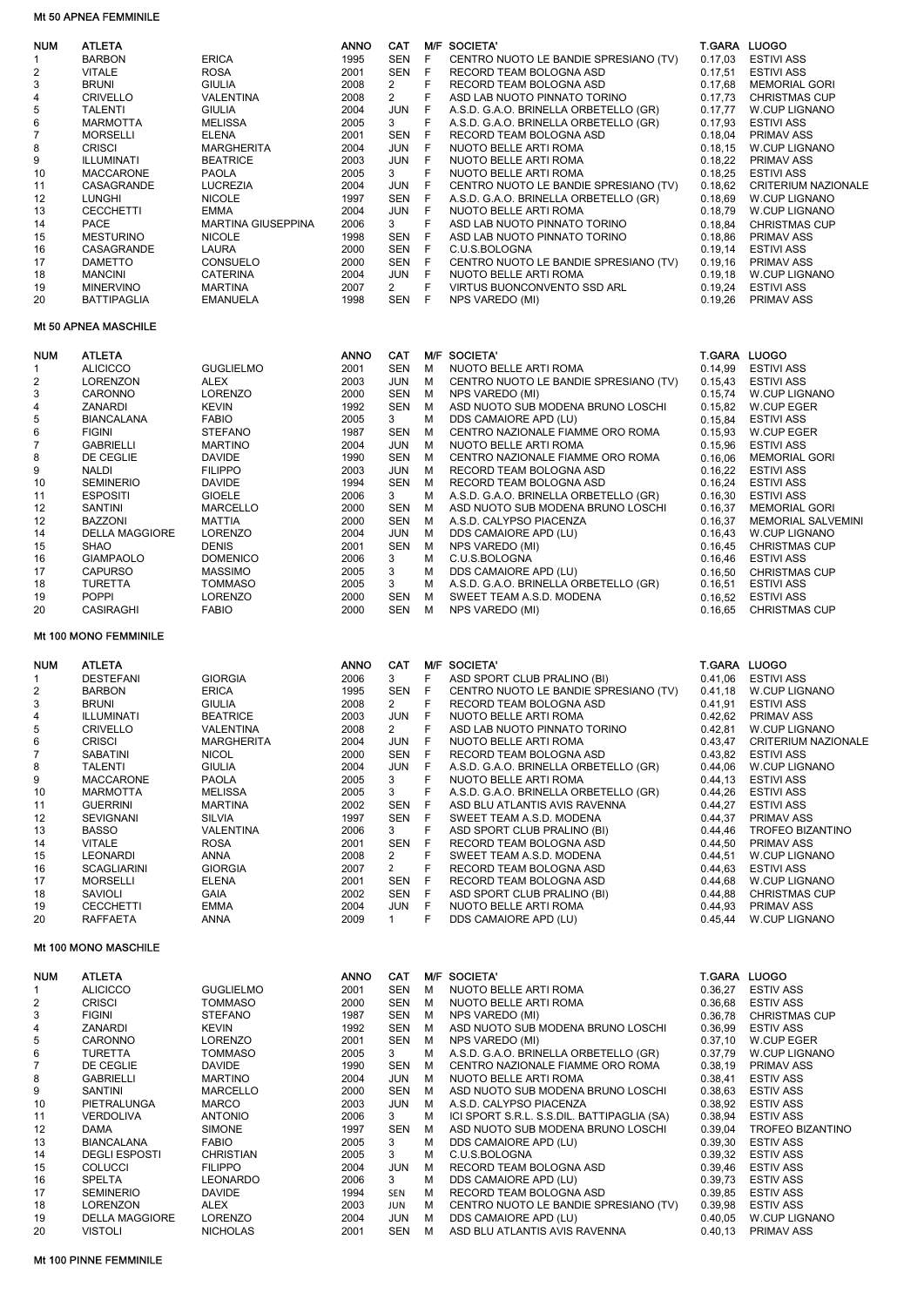## Mt 50 APNEA FEMMINILE

| NUM | ATLETA | | ANNO | CAT | M/F | SOCIETA' | T.GARA | LUOGO |
|---|---|---|---|---|---|---|---|---|
| 1 | BARBON | ERICA | 1995 | SEN | F | CENTRO NUOTO LE BANDIE SPRESIANO (TV) | 0.17,03 | ESTIVI ASS |
| 2 | VITALE | ROSA | 2001 | SEN | F | RECORD TEAM BOLOGNA ASD | 0.17,51 | ESTIVI ASS |
| 3 | BRUNI | GIULIA | 2008 | 2 | F | RECORD TEAM BOLOGNA ASD | 0.17,68 | MEMORIAL GORI |
| 4 | CRIVELLO | VALENTINA | 2008 | 2 | F | ASD LAB NUOTO PINNATO TORINO | 0.17,73 | CHRISTMAS CUP |
| 5 | TALENTI | GIULIA | 2004 | JUN | F | A.S.D. G.A.O. BRINELLA ORBETELLO (GR) | 0.17,77 | W.CUP LIGNANO |
| 6 | MARMOTTA | MELISSA | 2005 | 3 | F | A.S.D. G.A.O. BRINELLA ORBETELLO (GR) | 0.17,93 | ESTIVI ASS |
| 7 | MORSELLI | ELENA | 2001 | SEN | F | RECORD TEAM BOLOGNA ASD | 0.18,04 | PRIMAV ASS |
| 8 | CRISCI | MARGHERITA | 2004 | JUN | F | NUOTO BELLE ARTI ROMA | 0.18,15 | W.CUP LIGNANO |
| 9 | ILLUMINATI | BEATRICE | 2003 | JUN | F | NUOTO BELLE ARTI ROMA | 0.18,22 | PRIMAV ASS |
| 10 | MACCARONE | PAOLA | 2005 | 3 | F | NUOTO BELLE ARTI ROMA | 0.18,25 | ESTIVI ASS |
| 11 | CASAGRANDE | LUCREZIA | 2004 | JUN | F | CENTRO NUOTO LE BANDIE SPRESIANO (TV) | 0.18,62 | CRITERIUM NAZIONALE |
| 12 | LUNGHI | NICOLE | 1997 | SEN | F | A.S.D. G.A.O. BRINELLA ORBETELLO (GR) | 0.18,69 | W.CUP LIGNANO |
| 13 | CECCHETTI | EMMA | 2004 | JUN | F | NUOTO BELLE ARTI ROMA | 0.18,79 | W.CUP LIGNANO |
| 14 | PACE | MARTINA GIUSEPPINA | 2006 | 3 | F | ASD LAB NUOTO PINNATO TORINO | 0.18,84 | CHRISTMAS CUP |
| 15 | MESTURINO | NICOLE | 1998 | SEN | F | ASD LAB NUOTO PINNATO TORINO | 0.18,86 | PRIMAV ASS |
| 16 | CASAGRANDE | LAURA | 2000 | SEN | F | C.U.S.BOLOGNA | 0.19,14 | ESTIVI ASS |
| 17 | DAMETTO | CONSUELO | 2000 | SEN | F | CENTRO NUOTO LE BANDIE SPRESIANO (TV) | 0.19,16 | PRIMAV ASS |
| 18 | MANCINI | CATERINA | 2004 | JUN | F | NUOTO BELLE ARTI ROMA | 0.19,18 | W.CUP LIGNANO |
| 19 | MINERVINO | MARTINA | 2007 | 2 | F | VIRTUS BUONCONVENTO SSD ARL | 0.19,24 | ESTIVI ASS |
| 20 | BATTIPAGLIA | EMANUELA | 1998 | SEN | F | NPS VAREDO (MI) | 0.19,26 | PRIMAV ASS |

## Mt 50 APNEA MASCHILE

| NUM | ATLETA | | ANNO | CAT | M/F | SOCIETA' | T.GARA | LUOGO |
|---|---|---|---|---|---|---|---|---|
| 1 | ALICICCO | GUGLIELMO | 2001 | SEN | M | NUOTO BELLE ARTI ROMA | 0.14,99 | ESTIVI ASS |
| 2 | LORENZON | ALEX | 2003 | JUN | M | CENTRO NUOTO LE BANDIE SPRESIANO (TV) | 0.15,43 | ESTIVI ASS |
| 3 | CARONNO | LORENZO | 2000 | SEN | M | NPS VAREDO (MI) | 0.15,74 | W.CUP LIGNANO |
| 4 | ZANARDI | KEVIN | 1992 | SEN | M | ASD NUOTO SUB MODENA BRUNO LOSCHI | 0.15,82 | W.CUP EGER |
| 5 | BIANCALANA | FABIO | 2005 | 3 | M | DDS CAMAIORE APD (LU) | 0.15,84 | ESTIVI ASS |
| 6 | FIGINI | STEFANO | 1987 | SEN | M | CENTRO NAZIONALE FIAMME ORO ROMA | 0.15,93 | W.CUP EGER |
| 7 | GABRIELLI | MARTINO | 2004 | JUN | M | NUOTO BELLE ARTI ROMA | 0.15,96 | ESTIVI ASS |
| 8 | DE CEGLIE | DAVIDE | 1990 | SEN | M | CENTRO NAZIONALE FIAMME ORO ROMA | 0.16,06 | MEMORIAL GORI |
| 9 | NALDI | FILIPPO | 2003 | JUN | M | RECORD TEAM BOLOGNA ASD | 0.16,22 | ESTIVI ASS |
| 10 | SEMINERIO | DAVIDE | 1994 | SEN | M | RECORD TEAM BOLOGNA ASD | 0.16,24 | ESTIVI ASS |
| 11 | ESPOSITI | GIOELE | 2006 | 3 | M | A.S.D. G.A.O. BRINELLA ORBETELLO (GR) | 0.16,30 | ESTIVI ASS |
| 12 | SANTINI | MARCELLO | 2000 | SEN | M | ASD NUOTO SUB MODENA BRUNO LOSCHI | 0.16,37 | MEMORIAL GORI |
| 12 | BAZZONI | MATTIA | 2000 | SEN | M | A.S.D. CALYPSO PIACENZA | 0.16,37 | MEMORIAL SALVEMINI |
| 14 | DELLA MAGGIORE | LORENZO | 2004 | JUN | M | DDS CAMAIORE APD (LU) | 0.16,43 | W.CUP LIGNANO |
| 15 | SHAO | DENIS | 2001 | SEN | M | NPS VAREDO (MI) | 0.16,45 | CHRISTMAS CUP |
| 16 | GIAMPAOLO | DOMENICO | 2006 | 3 | M | C.U.S.BOLOGNA | 0.16,46 | ESTIVI ASS |
| 17 | CAPURSO | MASSIMO | 2005 | 3 | M | DDS CAMAIORE APD (LU) | 0.16,50 | CHRISTMAS CUP |
| 18 | TURETTA | TOMMASO | 2005 | 3 | M | A.S.D. G.A.O. BRINELLA ORBETELLO (GR) | 0.16,51 | ESTIVI ASS |
| 19 | POPPI | LORENZO | 2000 | SEN | M | SWEET TEAM A.S.D. MODENA | 0.16,52 | ESTIVI ASS |
| 20 | CASIRAGHI | FABIO | 2000 | SEN | M | NPS VAREDO (MI) | 0.16,65 | CHRISTMAS CUP |

## Mt 100 MONO FEMMINILE

| NUM | ATLETA | | ANNO | CAT | M/F | SOCIETA' | T.GARA | LUOGO |
|---|---|---|---|---|---|---|---|---|
| 1 | DESTEFANI | GIORGIA | 2006 | 3 | F | ASD SPORT CLUB PRALINO (BI) | 0.41,06 | ESTIVI ASS |
| 2 | BARBON | ERICA | 1995 | SEN | F | CENTRO NUOTO LE BANDIE SPRESIANO (TV) | 0.41,18 | W.CUP LIGNANO |
| 3 | BRUNI | GIULIA | 2008 | 2 | F | RECORD TEAM BOLOGNA ASD | 0.41,91 | ESTIVI ASS |
| 4 | ILLUMINATI | BEATRICE | 2003 | JUN | F | NUOTO BELLE ARTI ROMA | 0.42,62 | PRIMAV ASS |
| 5 | CRIVELLO | VALENTINA | 2008 | 2 | F | ASD LAB NUOTO PINNATO TORINO | 0.42,81 | W.CUP LIGNANO |
| 6 | CRISCI | MARGHERITA | 2004 | JUN | F | NUOTO BELLE ARTI ROMA | 0.43,47 | CRITERIUM NAZIONALE |
| 7 | SABATINI | NICOL | 2000 | SEN | F | RECORD TEAM BOLOGNA ASD | 0.43,82 | ESTIVI ASS |
| 8 | TALENTI | GIULIA | 2004 | JUN | F | A.S.D. G.A.O. BRINELLA ORBETELLO (GR) | 0.44,06 | W.CUP LIGNANO |
| 9 | MACCARONE | PAOLA | 2005 | 3 | F | NUOTO BELLE ARTI ROMA | 0.44,13 | ESTIVI ASS |
| 10 | MARMOTTA | MELISSA | 2005 | 3 | F | A.S.D. G.A.O. BRINELLA ORBETELLO (GR) | 0.44,26 | ESTIVI ASS |
| 11 | GUERRINI | MARTINA | 2002 | SEN | F | ASD BLU ATLANTIS AVIS RAVENNA | 0.44,27 | ESTIVI ASS |
| 12 | SEVIGNANI | SILVIA | 1997 | SEN | F | SWEET TEAM A.S.D. MODENA | 0.44,37 | PRIMAV ASS |
| 13 | BASSO | VALENTINA | 2006 | 3 | F | ASD SPORT CLUB PRALINO (BI) | 0.44,46 | TROFEO BIZANTINO |
| 14 | VITALE | ROSA | 2001 | SEN | F | RECORD TEAM BOLOGNA ASD | 0.44,50 | PRIMAV ASS |
| 15 | LEONARDI | ANNA | 2008 | 2 | F | SWEET TEAM A.S.D. MODENA | 0.44,51 | W.CUP LIGNANO |
| 16 | SCAGLIARINI | GIORGIA | 2007 | 2 | F | RECORD TEAM BOLOGNA ASD | 0.44,63 | ESTIVI ASS |
| 17 | MORSELLI | ELENA | 2001 | SEN | F | RECORD TEAM BOLOGNA ASD | 0.44,68 | W.CUP LIGNANO |
| 18 | SAVIOLI | GAIA | 2002 | SEN | F | ASD SPORT CLUB PRALINO (BI) | 0.44,88 | CHRISTMAS CUP |
| 19 | CECCHETTI | EMMA | 2004 | JUN | F | NUOTO BELLE ARTI ROMA | 0.44,93 | PRIMAV ASS |
| 20 | RAFFAETA | ANNA | 2009 | 1 | F | DDS CAMAIORE APD (LU) | 0.45,44 | W.CUP LIGNANO |

## Mt 100 MONO MASCHILE

| NUM | ATLETA | | ANNO | CAT | M/F | SOCIETA' | T.GARA | LUOGO |
|---|---|---|---|---|---|---|---|---|
| 1 | ALICICCO | GUGLIELMO | 2001 | SEN | M | NUOTO BELLE ARTI ROMA | 0.36,27 | ESTIV ASS |
| 2 | CRISCI | TOMMASO | 2000 | SEN | M | NUOTO BELLE ARTI ROMA | 0.36,68 | ESTIV ASS |
| 3 | FIGINI | STEFANO | 1987 | SEN | M | NPS VAREDO (MI) | 0.36,78 | CHRISTMAS CUP |
| 4 | ZANARDI | KEVIN | 1992 | SEN | M | ASD NUOTO SUB MODENA BRUNO LOSCHI | 0.36,99 | ESTIV ASS |
| 5 | CARONNO | LORENZO | 2001 | SEN | M | NPS VAREDO (MI) | 0.37,10 | W.CUP EGER |
| 6 | TURETTA | TOMMASO | 2005 | 3 | M | A.S.D. G.A.O. BRINELLA ORBETELLO (GR) | 0.37,79 | W.CUP LIGNANO |
| 7 | DE CEGLIE | DAVIDE | 1990 | SEN | M | CENTRO NAZIONALE FIAMME ORO ROMA | 0.38,19 | PRIMAV ASS |
| 8 | GABRIELLI | MARTINO | 2004 | JUN | M | NUOTO BELLE ARTI ROMA | 0.38,41 | ESTIV ASS |
| 9 | SANTINI | MARCELLO | 2000 | SEN | M | ASD NUOTO SUB MODENA BRUNO LOSCHI | 0.38,63 | ESTIV ASS |
| 10 | PIETRALUNGA | MARCO | 2003 | JUN | M | A.S.D. CALYPSO PIACENZA | 0.38,92 | ESTIV ASS |
| 11 | VERDOLIVA | ANTONIO | 2006 | 3 | M | ICI SPORT S.R.L. S.S.DIL. BATTIPAGLIA (SA) | 0.38,94 | ESTIV ASS |
| 12 | DAMA | SIMONE | 1997 | SEN | M | ASD NUOTO SUB MODENA BRUNO LOSCHI | 0.39,04 | TROFEO BIZANTINO |
| 13 | BIANCALANA | FABIO | 2005 | 3 | M | DDS CAMAIORE APD (LU) | 0.39,30 | ESTIV ASS |
| 14 | DEGLI ESPOSTI | CHRISTIAN | 2005 | 3 | M | C.U.S.BOLOGNA | 0.39,32 | ESTIV ASS |
| 15 | COLUCCI | FILIPPO | 2004 | JUN | M | RECORD TEAM BOLOGNA ASD | 0.39,46 | ESTIV ASS |
| 16 | SPELTA | LEONARDO | 2006 | 3 | M | DDS CAMAIORE APD (LU) | 0.39,73 | ESTIV ASS |
| 17 | SEMINERIO | DAVIDE | 1994 | SEN | M | RECORD TEAM BOLOGNA ASD | 0.39,85 | ESTIV ASS |
| 18 | LORENZON | ALEX | 2003 | JUN | M | CENTRO NUOTO LE BANDIE SPRESIANO (TV) | 0.39,98 | ESTIV ASS |
| 19 | DELLA MAGGIORE | LORENZO | 2004 | JUN | M | DDS CAMAIORE APD (LU) | 0.40,05 | W.CUP LIGNANO |
| 20 | VISTOLI | NICHOLAS | 2001 | SEN | M | ASD BLU ATLANTIS AVIS RAVENNA | 0.40,13 | PRIMAV ASS |

## Mt 100 PINNE FEMMINILE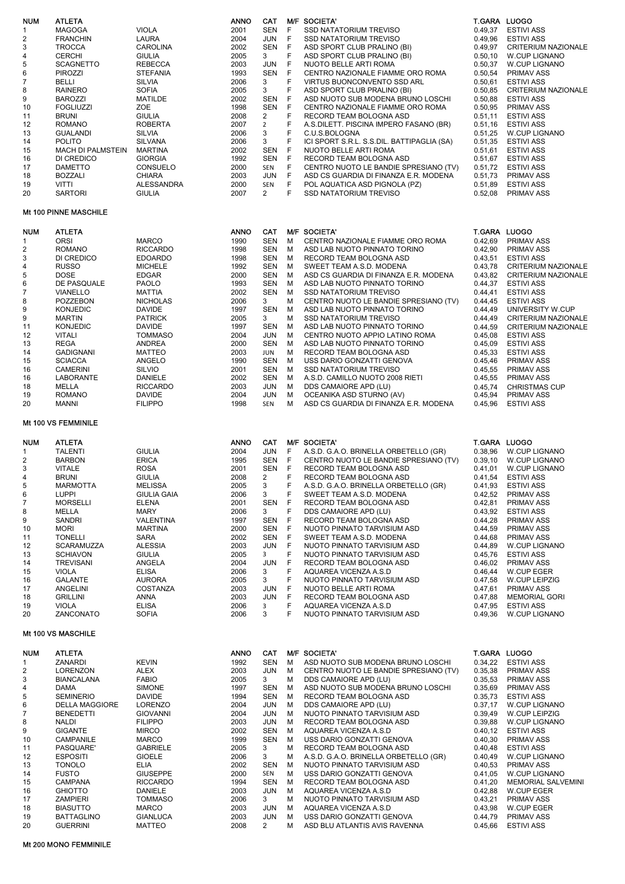| NUM | ATLETA | | ANNO | CAT | M/F | SOCIETA' | T.GARA | LUOGO |
|---|---|---|---|---|---|---|---|---|
| 1 | MAGOGA | VIOLA | 2001 | SEN | F | SSD NATATORIUM TREVISO | 0.49,37 | ESTIVI ASS |
| 2 | FRANCHIN | LAURA | 2004 | JUN | F | SSD NATATORIUM TREVISO | 0.49,96 | ESTIVI ASS |
| 3 | TROCCA | CAROLINA | 2002 | SEN | F | ASD SPORT CLUB PRALINO (BI) | 0.49,97 | CRITERIUM NAZIONALE |
| 4 | CERCHI | GIULIA | 2005 | 3 | F | ASD SPORT CLUB PRALINO (BI) | 0.50,10 | W.CUP LIGNANO |
| 5 | SCAGNETTO | REBECCA | 2003 | JUN | F | NUOTO BELLE ARTI ROMA | 0.50,37 | W.CUP LIGNANO |
| 6 | PIROZZI | STEFANIA | 1993 | SEN | F | CENTRO NAZIONALE FIAMME ORO ROMA | 0.50,54 | PRIMAV ASS |
| 7 | BELLI | SILVIA | 2006 | 3 | F | VIRTUS BUONCONVENTO SSD ARL | 0.50,61 | ESTIVI ASS |
| 8 | RAINERO | SOFIA | 2005 | 3 | F | ASD SPORT CLUB PRALINO (BI) | 0.50,85 | CRITERIUM NAZIONALE |
| 9 | BAROZZI | MATILDE | 2002 | SEN | F | ASD NUOTO SUB MODENA BRUNO LOSCHI | 0.50,88 | ESTIVI ASS |
| 10 | FOGLIUZZI | ZOE | 1998 | SEN | F | CENTRO NAZIONALE FIAMME ORO ROMA | 0.50,95 | PRIMAV ASS |
| 11 | BRUNI | GIULIA | 2008 | 2 | F | RECORD TEAM BOLOGNA ASD | 0.51,11 | ESTIVI ASS |
| 12 | ROMANO | ROBERTA | 2007 | 2 | F | A.S.DILETT. PISCINA IMPERO FASANO (BR) | 0.51,16 | ESTIVI ASS |
| 13 | GUALANDI | SILVIA | 2006 | 3 | F | C.U.S.BOLOGNA | 0.51,25 | W.CUP LIGNANO |
| 14 | POLITO | SILVANA | 2006 | 3 | F | ICI SPORT S.R.L. S.S.DIL. BATTIPAGLIA (SA) | 0.51,35 | ESTIVI ASS |
| 15 | MACH DI PALMSTEIN | MARTINA | 2002 | SEN | F | NUOTO BELLE ARTI ROMA | 0.51,61 | ESTIVI ASS |
| 16 | DI CREDICO | GIORGIA | 1992 | SEN | F | RECORD TEAM BOLOGNA ASD | 0.51,67 | ESTIVI ASS |
| 17 | DAMETTO | CONSUELO | 2000 | SEN | F | CENTRO NUOTO LE BANDIE SPRESIANO (TV) | 0.51,72 | ESTIVI ASS |
| 18 | BOZZALI | CHIARA | 2003 | JUN | F | ASD CS GUARDIA DI FINANZA E.R. MODENA | 0.51,73 | PRIMAV ASS |
| 19 | VITTI | ALESSANDRA | 2000 | SEN | F | POL AQUATICA ASD PIGNOLA (PZ) | 0.51,89 | ESTIVI ASS |
| 20 | SARTORI | GIULIA | 2007 | 2 | F | SSD NATATORIUM TREVISO | 0.52,08 | PRIMAV ASS |

## Mt 100 PINNE MASCHILE

| NUM | ATLETA | | ANNO | CAT | M/F | SOCIETA' | T.GARA | LUOGO |
|---|---|---|---|---|---|---|---|---|
| 1 | ORSI | MARCO | 1990 | SEN | M | CENTRO NAZIONALE FIAMME ORO ROMA | 0.42,69 | PRIMAV ASS |
| 2 | ROMANO | RICCARDO | 1998 | SEN | M | ASD LAB NUOTO PINNATO TORINO | 0.42,90 | PRIMAV ASS |
| 3 | DI CREDICO | EDOARDO | 1998 | SEN | M | RECORD TEAM BOLOGNA ASD | 0.43,51 | ESTIVI ASS |
| 4 | RUSSO | MICHELE | 1992 | SEN | M | SWEET TEAM A.S.D. MODENA | 0.43,78 | CRITERIUM NAZIONALE |
| 5 | DOSE | EDGAR | 2000 | SEN | M | ASD CS GUARDIA DI FINANZA E.R. MODENA | 0.43,82 | CRITERIUM NAZIONALE |
| 6 | DE PASQUALE | PAOLO | 1993 | SEN | M | ASD LAB NUOTO PINNATO TORINO | 0.44,37 | ESTIVI ASS |
| 7 | VIANELLO | MATTIA | 2002 | SEN | M | SSD NATATORIUM TREVISO | 0.44,41 | ESTIVI ASS |
| 8 | POZZEBON | NICHOLAS | 2006 | 3 | M | CENTRO NUOTO LE BANDIE SPRESIANO (TV) | 0.44,45 | ESTIVI ASS |
| 9 | KONJEDIC | DAVIDE | 1997 | SEN | M | ASD LAB NUOTO PINNATO TORINO | 0.44,49 | UNIVERSITY W.CUP |
| 9 | MARTIN | PATRICK | 2005 | 3 | M | SSD NATATORIUM TREVISO | 0.44,49 | CRITERIUM NAZIONALE |
| 11 | KONJEDIC | DAVIDE | 1997 | SEN | M | ASD LAB NUOTO PINNATO TORINO | 0.44,59 | CRITERIUM NAZIONALE |
| 12 | VITALI | TOMMASO | 2004 | JUN | M | CENTRO NUOTO APPIO LATINO ROMA | 0.45,08 | ESTIVI ASS |
| 13 | REGA | ANDREA | 2000 | SEN | M | ASD LAB NUOTO PINNATO TORINO | 0.45,09 | ESTIVI ASS |
| 14 | GADIGNANI | MATTEO | 2003 | JUN | M | RECORD TEAM BOLOGNA ASD | 0.45,33 | ESTIVI ASS |
| 15 | SCIACCA | ANGELO | 1990 | SEN | M | USS DARIO GONZATTI GENOVA | 0.45,46 | PRIMAV ASS |
| 16 | CAMERINI | SILVIO | 2001 | SEN | M | SSD NATATORIUM TREVISO | 0.45,55 | PRIMAV ASS |
| 16 | LABORANTE | DANIELE | 2002 | SEN | M | A.S.D. CAMILLO NUOTO 2008 RIETI | 0.45,55 | PRIMAV ASS |
| 18 | MELLA | RICCARDO | 2003 | JUN | M | DDS CAMAIORE APD (LU) | 0.45,74 | CHRISTMAS CUP |
| 19 | ROMANO | DAVIDE | 2004 | JUN | M | OCEANIKA ASD STURNO (AV) | 0.45,94 | PRIMAV ASS |
| 20 | MANNI | FILIPPO | 1998 | SEN | M | ASD CS GUARDIA DI FINANZA E.R. MODENA | 0.45,96 | ESTIVI ASS |

## Mt 100 VS FEMMINILE

| NUM | ATLETA | | ANNO | CAT | M/F | SOCIETA' | T.GARA | LUOGO |
|---|---|---|---|---|---|---|---|---|
| 1 | TALENTI | GIULIA | 2004 | JUN | F | A.S.D. G.A.O. BRINELLA ORBETELLO (GR) | 0.38,96 | W.CUP LIGNANO |
| 2 | BARBON | ERICA | 1995 | SEN | F | CENTRO NUOTO LE BANDIE SPRESIANO (TV) | 0.39,10 | W.CUP LIGNANO |
| 3 | VITALE | ROSA | 2001 | SEN | F | RECORD TEAM BOLOGNA ASD | 0.41,01 | W.CUP LIGNANO |
| 4 | BRUNI | GIULIA | 2008 | 2 | F | RECORD TEAM BOLOGNA ASD | 0.41,54 | ESTIVI ASS |
| 5 | MARMOTTA | MELISSA | 2005 | 3 | F | A.S.D. G.A.O. BRINELLA ORBETELLO (GR) | 0.41,93 | ESTIVI ASS |
| 6 | LUPPI | GIULIA GAIA | 2006 | 3 | F | SWEET TEAM A.S.D. MODENA | 0.42,52 | PRIMAV ASS |
| 7 | MORSELLI | ELENA | 2001 | SEN | F | RECORD TEAM BOLOGNA ASD | 0.42,81 | PRIMAV ASS |
| 8 | MELLA | MARY | 2006 | 3 | F | DDS CAMAIORE APD (LU) | 0.43,92 | ESTIVI ASS |
| 9 | SANDRI | VALENTINA | 1997 | SEN | F | RECORD TEAM BOLOGNA ASD | 0.44,28 | PRIMAV ASS |
| 10 | MORI | MARTINA | 2000 | SEN | F | NUOTO PINNATO TARVISIUM ASD | 0.44,59 | PRIMAV ASS |
| 11 | TONELLI | SARA | 2002 | SEN | F | SWEET TEAM A.S.D. MODENA | 0.44,68 | PRIMAV ASS |
| 12 | SCARAMUZZA | ALESSIA | 2003 | JUN | F | NUOTO PINNATO TARVISIUM ASD | 0.44,89 | W.CUP LIGNANO |
| 13 | SCHIAVON | GIULIA | 2005 | 3 | F | NUOTO PINNATO TARVISIUM ASD | 0.45,76 | ESTIVI ASS |
| 14 | TREVISANI | ANGELA | 2004 | JUN | F | RECORD TEAM BOLOGNA ASD | 0.46,02 | PRIMAV ASS |
| 15 | VIOLA | ELISA | 2006 | 3 | F | AQUAREA VICENZA A.S.D | 0.46,44 | W.CUP EGER |
| 16 | GALANTE | AURORA | 2005 | 3 | F | NUOTO PINNATO TARVISIUM ASD | 0.47,58 | W.CUP LEIPZIG |
| 17 | ANGELINI | COSTANZA | 2003 | JUN | F | NUOTO BELLE ARTI ROMA | 0.47,61 | PRIMAV ASS |
| 18 | GRILLINI | ANNA | 2003 | JUN | F | RECORD TEAM BOLOGNA ASD | 0.47,88 | MEMORIAL GORI |
| 19 | VIOLA | ELISA | 2006 | 3 | F | AQUAREA VICENZA A.S.D | 0.47,95 | ESTIVI ASS |
| 20 | ZANCONATO | SOFIA | 2006 | 3 | F | NUOTO PINNATO TARVISIUM ASD | 0.49,36 | W.CUP LIGNANO |

## Mt 100 VS MASCHILE

| NUM | ATLETA | | ANNO | CAT | M/F | SOCIETA' | T.GARA | LUOGO |
|---|---|---|---|---|---|---|---|---|
| 1 | ZANARDI | KEVIN | 1992 | SEN | M | ASD NUOTO SUB MODENA BRUNO LOSCHI | 0.34,22 | ESTIVI ASS |
| 2 | LORENZON | ALEX | 2003 | JUN | M | CENTRO NUOTO LE BANDIE SPRESIANO (TV) | 0.35,38 | PRIMAV ASS |
| 3 | BIANCALANA | FABIO | 2005 | 3 | M | DDS CAMAIORE APD (LU) | 0.35,53 | PRIMAV ASS |
| 4 | DAMA | SIMONE | 1997 | SEN | M | ASD NUOTO SUB MODENA BRUNO LOSCHI | 0.35,69 | PRIMAV ASS |
| 5 | SEMINERIO | DAVIDE | 1994 | SEN | M | RECORD TEAM BOLOGNA ASD | 0.35,73 | ESTIVI ASS |
| 6 | DELLA MAGGIORE | LORENZO | 2004 | JUN | M | DDS CAMAIORE APD (LU) | 0.37,17 | W.CUP LIGNANO |
| 7 | BENEDETTI | GIOVANNI | 2004 | JUN | M | NUOTO PINNATO TARVISIUM ASD | 0.39,49 | W.CUP LEIPZIG |
| 8 | NALDI | FILIPPO | 2003 | JUN | M | RECORD TEAM BOLOGNA ASD | 0.39,88 | W.CUP LIGNANO |
| 9 | GIGANTE | MIRCO | 2002 | SEN | M | AQUAREA VICENZA A.S.D | 0.40,12 | ESTIVI ASS |
| 10 | CAMPANILE | MARCO | 1999 | SEN | M | USS DARIO GONZATTI GENOVA | 0.40,30 | PRIMAV ASS |
| 11 | PASQUARE' | GABRIELE | 2005 | 3 | M | RECORD TEAM BOLOGNA ASD | 0.40,48 | ESTIVI ASS |
| 12 | ESPOSITI | GIOELE | 2006 | 3 | M | A.S.D. G.A.O. BRINELLA ORBETELLO (GR) | 0.40,49 | W.CUP LIGNANO |
| 13 | TONOLO | ELIA | 2002 | SEN | M | NUOTO PINNATO TARVISIUM ASD | 0.40,53 | PRIMAV ASS |
| 14 | FUSTO | GIUSEPPE | 2000 | SEN | M | USS DARIO GONZATTI GENOVA | 0.41,05 | W.CUP LIGNANO |
| 15 | CAMPANA | RICCARDO | 1994 | SEN | M | RECORD TEAM BOLOGNA ASD | 0.41,20 | MEMORIAL SALVEMINI |
| 16 | GHIOTTO | DANIELE | 2003 | JUN | M | AQUAREA VICENZA A.S.D | 0.42,88 | W.CUP EGER |
| 17 | ZAMPIERI | TOMMASO | 2006 | 3 | M | NUOTO PINNATO TARVISIUM ASD | 0.43,21 | PRIMAV ASS |
| 18 | BIASUTTO | MARCO | 2003 | JUN | M | AQUAREA VICENZA A.S.D | 0.43,98 | W.CUP EGER |
| 19 | BATTAGLINO | GIANLUCA | 2003 | JUN | M | USS DARIO GONZATTI GENOVA | 0.44,79 | PRIMAV ASS |
| 20 | GUERRINI | MATTEO | 2008 | 2 | M | ASD BLU ATLANTIS AVIS RAVENNA | 0.45,66 | ESTIVI ASS |

## Mt 200 MONO FEMMINILE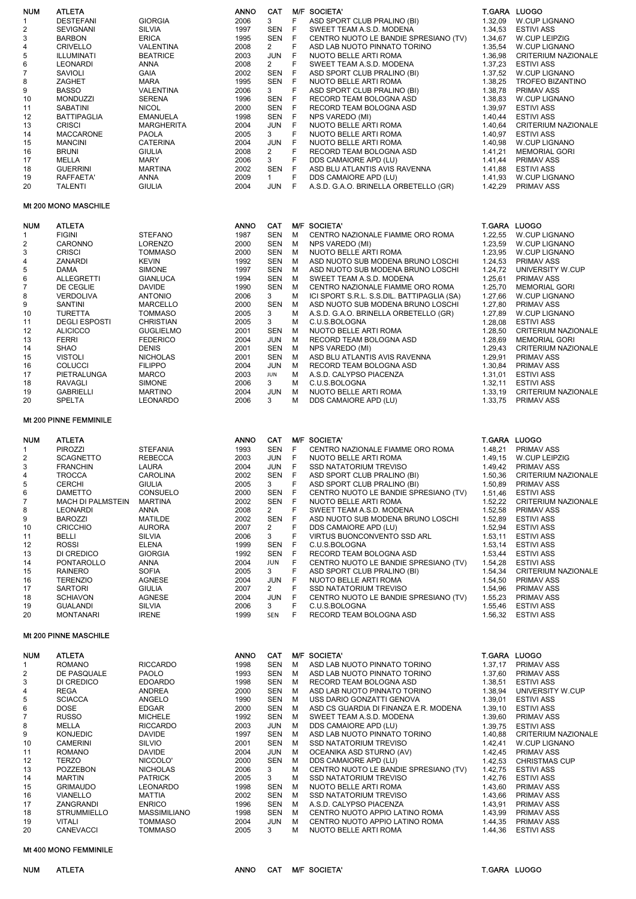| NUM | ATLETA | | ANNO | CAT | M/F | SOCIETA' | T.GARA | LUOGO |
|---|---|---|---|---|---|---|---|---|
| 1 | DESTEFANI | GIORGIA | 2006 | 3 | F | ASD SPORT CLUB PRALINO (BI) | 1.32,09 | W.CUP LIGNANO |
| 2 | SEVIGNANI | SILVIA | 1997 | SEN | F | SWEET TEAM A.S.D. MODENA | 1.34,53 | ESTIVI ASS |
| 3 | BARBON | ERICA | 1995 | SEN | F | CENTRO NUOTO LE BANDIE SPRESIANO (TV) | 1.34,67 | W.CUP LEIPZIG |
| 4 | CRIVELLO | VALENTINA | 2008 | 2 | F | ASD LAB NUOTO PINNATO TORINO | 1.35,54 | W.CUP LIGNANO |
| 5 | ILLUMINATI | BEATRICE | 2003 | JUN | F | NUOTO BELLE ARTI ROMA | 1.36,98 | CRITERIUM NAZIONALE |
| 6 | LEONARDI | ANNA | 2008 | 2 | F | SWEET TEAM A.S.D. MODENA | 1.37,23 | ESTIVI ASS |
| 7 | SAVIOLI | GAIA | 2002 | SEN | F | ASD SPORT CLUB PRALINO (BI) | 1.37,52 | W.CUP LIGNANO |
| 8 | ZAGHET | MARA | 1995 | SEN | F | NUOTO BELLE ARTI ROMA | 1.38,25 | TROFEO BIZANTINO |
| 9 | BASSO | VALENTINA | 2006 | 3 | F | ASD SPORT CLUB PRALINO (BI) | 1.38,78 | PRIMAV ASS |
| 10 | MONDUZZI | SERENA | 1996 | SEN | F | RECORD TEAM BOLOGNA ASD | 1.38,83 | W.CUP LIGNANO |
| 11 | SABATINI | NICOL | 2000 | SEN | F | RECORD TEAM BOLOGNA ASD | 1.39,97 | ESTIVI ASS |
| 12 | BATTIPAGLIA | EMANUELA | 1998 | SEN | F | NPS VAREDO (MI) | 1.40,44 | ESTIVI ASS |
| 13 | CRISCI | MARGHERITA | 2004 | JUN | F | NUOTO BELLE ARTI ROMA | 1.40,64 | CRITERIUM NAZIONALE |
| 14 | MACCARONE | PAOLA | 2005 | 3 | F | NUOTO BELLE ARTI ROMA | 1.40,97 | ESTIVI ASS |
| 15 | MANCINI | CATERINA | 2004 | JUN | F | NUOTO BELLE ARTI ROMA | 1.40,98 | W.CUP LIGNANO |
| 16 | BRUNI | GIULIA | 2008 | 2 | F | RECORD TEAM BOLOGNA ASD | 1.41,21 | MEMORIAL GORI |
| 17 | MELLA | MARY | 2006 | 3 | F | DDS CAMAIORE APD (LU) | 1.41,44 | PRIMAV ASS |
| 18 | GUERRINI | MARTINA | 2002 | SEN | F | ASD BLU ATLANTIS AVIS RAVENNA | 1.41,88 | ESTIVI ASS |
| 19 | RAFFAETA' | ANNA | 2009 | 1 | F | DDS CAMAIORE APD (LU) | 1.41,93 | W.CUP LIGNANO |
| 20 | TALENTI | GIULIA | 2004 | JUN | F | A.S.D. G.A.O. BRINELLA ORBETELLO (GR) | 1.42,29 | PRIMAV ASS |

### Mt 200 MONO MASCHILE

| NUM | ATLETA | | ANNO | CAT | M/F | SOCIETA' | T.GARA | LUOGO |
|---|---|---|---|---|---|---|---|---|
| 1 | FIGINI | STEFANO | 1987 | SEN | M | CENTRO NAZIONALE FIAMME ORO ROMA | 1.22,55 | W.CUP LIGNANO |
| 2 | CARONNO | LORENZO | 2000 | SEN | M | NPS VAREDO (MI) | 1.23,59 | W.CUP LIGNANO |
| 3 | CRISCI | TOMMASO | 2000 | SEN | M | NUOTO BELLE ARTI ROMA | 1.23,95 | W.CUP LIGNANO |
| 4 | ZANARDI | KEVIN | 1992 | SEN | M | ASD NUOTO SUB MODENA BRUNO LOSCHI | 1.24,53 | PRIMAV ASS |
| 5 | DAMA | SIMONE | 1997 | SEN | M | ASD NUOTO SUB MODENA BRUNO LOSCHI | 1.24,72 | UNIVERSITY W.CUP |
| 6 | ALLEGRETTI | GIANLUCA | 1994 | SEN | M | SWEET TEAM A.S.D. MODENA | 1.25,61 | PRIMAV ASS |
| 7 | DE CEGLIE | DAVIDE | 1990 | SEN | M | CENTRO NAZIONALE FIAMME ORO ROMA | 1.25,70 | MEMORIAL GORI |
| 8 | VERDOLIVA | ANTONIO | 2006 | 3 | M | ICI SPORT S.R.L. S.S.DIL. BATTIPAGLIA (SA) | 1.27,66 | W.CUP LIGNANO |
| 9 | SANTINI | MARCELLO | 2000 | SEN | M | ASD NUOTO SUB MODENA BRUNO LOSCHI | 1.27,80 | PRIMAV ASS |
| 10 | TURETTA | TOMMASO | 2005 | 3 | M | A.S.D. G.A.O. BRINELLA ORBETELLO (GR) | 1.27,89 | W.CUP LIGNANO |
| 11 | DEGLI ESPOSTI | CHRISTIAN | 2005 | 3 | M | C.U.S.BOLOGNA | 1.28,08 | ESTIVI ASS |
| 12 | ALICICCO | GUGLIELMO | 2001 | SEN | M | NUOTO BELLE ARTI ROMA | 1.28,50 | CRITERIUM NAZIONALE |
| 13 | FERRI | FEDERICO | 2004 | JUN | M | RECORD TEAM BOLOGNA ASD | 1.28,69 | MEMORIAL GORI |
| 14 | SHAO | DENIS | 2001 | SEN | M | NPS VAREDO (MI) | 1.29,43 | CRITERIUM NAZIONALE |
| 15 | VISTOLI | NICHOLAS | 2001 | SEN | M | ASD BLU ATLANTIS AVIS RAVENNA | 1.29,91 | PRIMAV ASS |
| 16 | COLUCCI | FILIPPO | 2004 | JUN | M | RECORD TEAM BOLOGNA ASD | 1.30,84 | PRIMAV ASS |
| 17 | PIETRALUNGA | MARCO | 2003 | JUN | M | A.S.D. CALYPSO PIACENZA | 1.31,01 | ESTIVI ASS |
| 18 | RAVAGLI | SIMONE | 2006 | 3 | M | C.U.S.BOLOGNA | 1.32,11 | ESTIVI ASS |
| 19 | GABRIELLI | MARTINO | 2004 | JUN | M | NUOTO BELLE ARTI ROMA | 1.33,19 | CRITERIUM NAZIONALE |
| 20 | SPELTA | LEONARDO | 2006 | 3 | M | DDS CAMAIORE APD (LU) | 1.33,75 | PRIMAV ASS |

### Mt 200 PINNE FEMMINILE

| NUM | ATLETA | | ANNO | CAT | M/F | SOCIETA' | T.GARA | LUOGO |
|---|---|---|---|---|---|---|---|---|
| 1 | PIROZZI | STEFANIA | 1993 | SEN | F | CENTRO NAZIONALE FIAMME ORO ROMA | 1.48,21 | PRIMAV ASS |
| 2 | SCAGNETTO | REBECCA | 2003 | JUN | F | NUOTO BELLE ARTI ROMA | 1.49,15 | W.CUP LEIPZIG |
| 3 | FRANCHIN | LAURA | 2004 | JUN | F | SSD NATATORIUM TREVISO | 1.49,42 | PRIMAV ASS |
| 4 | TROCCA | CAROLINA | 2002 | SEN | F | ASD SPORT CLUB PRALINO (BI) | 1.50,36 | CRITERIUM NAZIONALE |
| 5 | CERCHI | GIULIA | 2005 | 3 | F | ASD SPORT CLUB PRALINO (BI) | 1.50,89 | PRIMAV ASS |
| 6 | DAMETTO | CONSUELO | 2000 | SEN | F | CENTRO NUOTO LE BANDIE SPRESIANO (TV) | 1.51,46 | ESTIVI ASS |
| 7 | MACH DI PALMSTEIN | MARTINA | 2002 | SEN | F | NUOTO BELLE ARTI ROMA | 1.52,22 | CRITERIUM NAZIONALE |
| 8 | LEONARDI | ANNA | 2008 | 2 | F | SWEET TEAM A.S.D. MODENA | 1.52,58 | PRIMAV ASS |
| 9 | BAROZZI | MATILDE | 2002 | SEN | F | ASD NUOTO SUB MODENA BRUNO LOSCHI | 1.52,89 | ESTIVI ASS |
| 10 | CRICCHIO | AURORA | 2007 | 2 | F | DDS CAMAIORE APD (LU) | 1.52,94 | ESTIVI ASS |
| 11 | BELLI | SILVIA | 2006 | 3 | F | VIRTUS BUONCONVENTO SSD ARL | 1.53,11 | ESTIVI ASS |
| 12 | ROSSI | ELENA | 1999 | SEN | F | C.U.S.BOLOGNA | 1.53,14 | ESTIVI ASS |
| 13 | DI CREDICO | GIORGIA | 1992 | SEN | F | RECORD TEAM BOLOGNA ASD | 1.53,44 | ESTIVI ASS |
| 14 | PONTAROLLO | ANNA | 2004 | JUN | F | CENTRO NUOTO LE BANDIE SPRESIANO (TV) | 1.54,28 | ESTIVI ASS |
| 15 | RAINERO | SOFIA | 2005 | 3 | F | ASD SPORT CLUB PRALINO (BI) | 1.54,34 | CRITERIUM NAZIONALE |
| 16 | TERENZIO | AGNESE | 2004 | JUN | F | NUOTO BELLE ARTI ROMA | 1.54,50 | PRIMAV ASS |
| 17 | SARTORI | GIULIA | 2007 | 2 | F | SSD NATATORIUM TREVISO | 1.54,96 | PRIMAV ASS |
| 18 | SCHIAVON | AGNESE | 2004 | JUN | F | CENTRO NUOTO LE BANDIE SPRESIANO (TV) | 1.55,23 | PRIMAV ASS |
| 19 | GUALANDI | SILVIA | 2006 | 3 | F | C.U.S.BOLOGNA | 1.55,46 | ESTIVI ASS |
| 20 | MONTANARI | IRENE | 1999 | SEN | F | RECORD TEAM BOLOGNA ASD | 1.56,32 | ESTIVI ASS |

### Mt 200 PINNE MASCHILE

| NUM | ATLETA | | ANNO | CAT | M/F | SOCIETA' | T.GARA | LUOGO |
|---|---|---|---|---|---|---|---|---|
| 1 | ROMANO | RICCARDO | 1998 | SEN | M | ASD LAB NUOTO PINNATO TORINO | 1.37,17 | PRIMAV ASS |
| 2 | DE PASQUALE | PAOLO | 1993 | SEN | M | ASD LAB NUOTO PINNATO TORINO | 1.37,60 | PRIMAV ASS |
| 3 | DI CREDICO | EDOARDO | 1998 | SEN | M | RECORD TEAM BOLOGNA ASD | 1.38,51 | ESTIVI ASS |
| 4 | REGA | ANDREA | 2000 | SEN | M | ASD LAB NUOTO PINNATO TORINO | 1.38,94 | UNIVERSITY W.CUP |
| 5 | SCIACCA | ANGELO | 1990 | SEN | M | USS DARIO GONZATTI GENOVA | 1.39,01 | ESTIVI ASS |
| 6 | DOSE | EDGAR | 2000 | SEN | M | ASD CS GUARDIA DI FINANZA E.R. MODENA | 1.39,10 | ESTIVI ASS |
| 7 | RUSSO | MICHELE | 1992 | SEN | M | SWEET TEAM A.S.D. MODENA | 1.39,60 | PRIMAV ASS |
| 8 | MELLA | RICCARDO | 2003 | JUN | M | DDS CAMAIORE APD (LU) | 1.39,75 | ESTIVI ASS |
| 9 | KONJEDIC | DAVIDE | 1997 | SEN | M | ASD LAB NUOTO PINNATO TORINO | 1.40,88 | CRITERIUM NAZIONALE |
| 10 | CAMERINI | SILVIO | 2001 | SEN | M | SSD NATATORIUM TREVISO | 1.42,41 | W.CUP LIGNANO |
| 11 | ROMANO | DAVIDE | 2004 | JUN | M | OCEANIKA ASD STURNO (AV) | 1.42,45 | PRIMAV ASS |
| 12 | TERZO | NICCOLO' | 2000 | SEN | M | DDS CAMAIORE APD (LU) | 1.42,53 | CHRISTMAS CUP |
| 13 | POZZEBON | NICHOLAS | 2006 | 3 | M | CENTRO NUOTO LE BANDIE SPRESIANO (TV) | 1.42,75 | ESTIVI ASS |
| 14 | MARTIN | PATRICK | 2005 | 3 | M | SSD NATATORIUM TREVISO | 1.42,76 | ESTIVI ASS |
| 15 | GRIMAUDO | LEONARDO | 1998 | SEN | M | NUOTO BELLE ARTI ROMA | 1.43,60 | PRIMAV ASS |
| 16 | VIANELLO | MATTIA | 2002 | SEN | M | SSD NATATORIUM TREVISO | 1.43,66 | PRIMAV ASS |
| 17 | ZANGRANDI | ENRICO | 1996 | SEN | M | A.S.D. CALYPSO PIACENZA | 1.43,91 | PRIMAV ASS |
| 18 | STRUMMIELLO | MASSIMILIANO | 1998 | SEN | M | CENTRO NUOTO APPIO LATINO ROMA | 1.43,99 | PRIMAV ASS |
| 19 | VITALI | TOMMASO | 2004 | JUN | M | CENTRO NUOTO APPIO LATINO ROMA | 1.44,35 | PRIMAV ASS |
| 20 | CANEVACCI | TOMMASO | 2005 | 3 | M | NUOTO BELLE ARTI ROMA | 1.44,36 | ESTIVI ASS |

### Mt 400 MONO FEMMINILE

| NUM | ATLETA | | ANNO | CAT | M/F | SOCIETA' | T.GARA | LUOGO |
|---|---|---|---|---|---|---|---|---|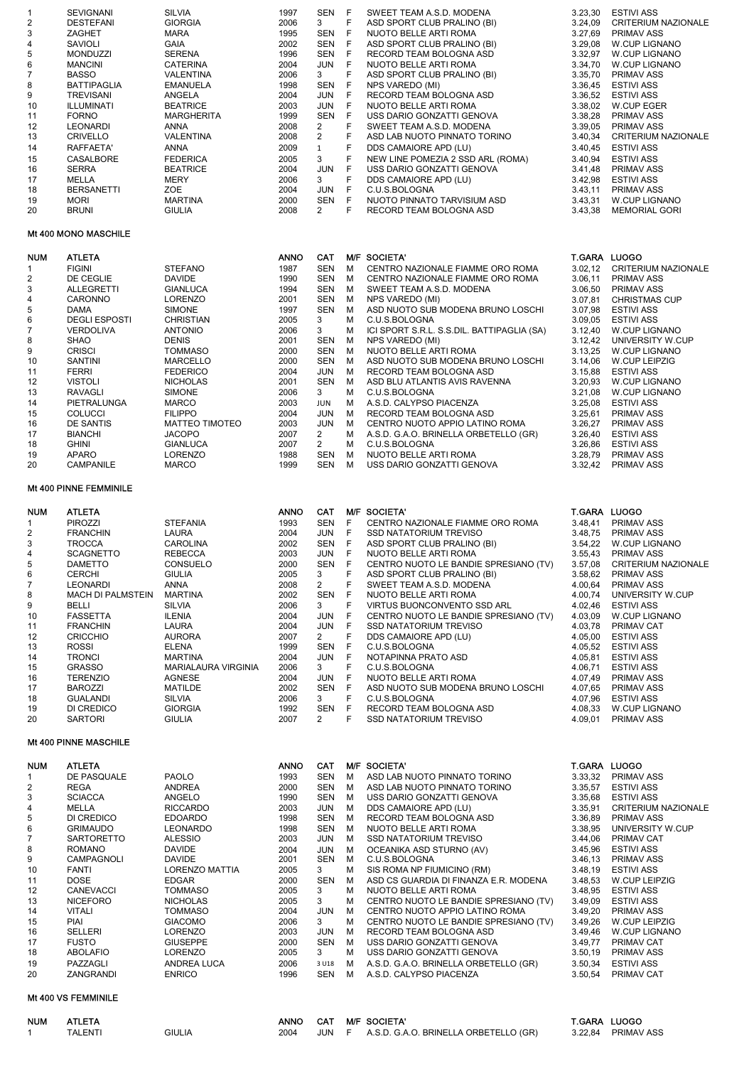| NUM | ATLETA | | ANNO | CAT | M/F | SOCIETA' | T.GARA | LUOGO |
|---|---|---|---|---|---|---|---|---|
| 1 | SEVIGNANI | SILVIA | 1997 | SEN | F | SWEET TEAM A.S.D. MODENA | 3.23,30 | ESTIVI ASS |
| 2 | DESTEFANI | GIORGIA | 2006 | 3 | F | ASD SPORT CLUB PRALINO (BI) | 3.24,09 | CRITERIUM NAZIONALE |
| 3 | ZAGHET | MARA | 1995 | SEN | F | NUOTO BELLE ARTI ROMA | 3.27,69 | PRIMAV ASS |
| 4 | SAVIOLI | GAIA | 2002 | SEN | F | ASD SPORT CLUB PRALINO (BI) | 3.29,08 | W.CUP LIGNANO |
| 5 | MONDUZZI | SERENA | 1996 | SEN | F | RECORD TEAM BOLOGNA ASD | 3.32,97 | W.CUP LIGNANO |
| 6 | MANCINI | CATERINA | 2004 | JUN | F | NUOTO BELLE ARTI ROMA | 3.34,70 | W.CUP LIGNANO |
| 7 | BASSO | VALENTINA | 2006 | 3 | F | ASD SPORT CLUB PRALINO (BI) | 3.35,70 | PRIMAV ASS |
| 8 | BATTIPAGLIA | EMANUELA | 1998 | SEN | F | NPS VAREDO (MI) | 3.36,45 | ESTIVI ASS |
| 9 | TREVISANI | ANGELA | 2004 | JUN | F | RECORD TEAM BOLOGNA ASD | 3.36,52 | ESTIVI ASS |
| 10 | ILLUMINATI | BEATRICE | 2003 | JUN | F | NUOTO BELLE ARTI ROMA | 3.38,02 | W.CUP EGER |
| 11 | FORNO | MARGHERITA | 1999 | SEN | F | USS DARIO GONZATTI GENOVA | 3.38,28 | PRIMAV ASS |
| 12 | LEONARDI | ANNA | 2008 | 2 | F | SWEET TEAM A.S.D. MODENA | 3.39,05 | PRIMAV ASS |
| 13 | CRIVELLO | VALENTINA | 2008 | 2 | F | ASD LAB NUOTO PINNATO TORINO | 3.40,34 | CRITERIUM NAZIONALE |
| 14 | RAFFAETA' | ANNA | 2009 | 1 | F | DDS CAMAIORE APD (LU) | 3.40,45 | ESTIVI ASS |
| 15 | CASALBORE | FEDERICA | 2005 | 3 | F | NEW LINE POMEZIA 2 SSD ARL (ROMA) | 3.40,94 | ESTIVI ASS |
| 16 | SERRA | BEATRICE | 2004 | JUN | F | USS DARIO GONZATTI GENOVA | 3.41,48 | PRIMAV ASS |
| 17 | MELLA | MERY | 2006 | 3 | F | DDS CAMAIORE APD (LU) | 3.42,98 | ESTIVI ASS |
| 18 | BERSANETTI | ZOE | 2004 | JUN | F | C.U.S.BOLOGNA | 3.43,11 | PRIMAV ASS |
| 19 | MORI | MARTINA | 2000 | SEN | F | NUOTO PINNATO TARVISIUM ASD | 3.43,31 | W.CUP LIGNANO |
| 20 | BRUNI | GIULIA | 2008 | 2 | F | RECORD TEAM BOLOGNA ASD | 3.43,38 | MEMORIAL GORI |

## Mt 400 MONO MASCHILE

| NUM | ATLETA | | ANNO | CAT | M/F | SOCIETA' | T.GARA | LUOGO |
|---|---|---|---|---|---|---|---|---|
| 1 | FIGINI | STEFANO | 1987 | SEN | M | CENTRO NAZIONALE FIAMME ORO ROMA | 3.02,12 | CRITERIUM NAZIONALE |
| 2 | DE CEGLIE | DAVIDE | 1990 | SEN | M | CENTRO NAZIONALE FIAMME ORO ROMA | 3.06,11 | PRIMAV ASS |
| 3 | ALLEGRETTI | GIANLUCA | 1994 | SEN | M | SWEET TEAM A.S.D. MODENA | 3.06,50 | PRIMAV ASS |
| 4 | CARONNO | LORENZO | 2001 | SEN | M | NPS VAREDO (MI) | 3.07,81 | CHRISTMAS CUP |
| 5 | DAMA | SIMONE | 1997 | SEN | M | ASD NUOTO SUB MODENA BRUNO LOSCHI | 3.07,98 | ESTIVI ASS |
| 6 | DEGLI ESPOSTI | CHRISTIAN | 2005 | 3 | M | C.U.S.BOLOGNA | 3.09,05 | ESTIVI ASS |
| 7 | VERDOLIVA | ANTONIO | 2006 | 3 | M | ICI SPORT S.R.L. S.S.DIL. BATTIPAGLIA (SA) | 3.12,40 | W.CUP LIGNANO |
| 8 | SHAO | DENIS | 2001 | SEN | M | NPS VAREDO (MI) | 3.12,42 | UNIVERSITY W.CUP |
| 9 | CRISCI | TOMMASO | 2000 | SEN | M | NUOTO BELLE ARTI ROMA | 3.13,25 | W.CUP LIGNANO |
| 10 | SANTINI | MARCELLO | 2000 | SEN | M | ASD NUOTO SUB MODENA BRUNO LOSCHI | 3.14,06 | W.CUP LEIPZIG |
| 11 | FERRI | FEDERICO | 2004 | JUN | M | RECORD TEAM BOLOGNA ASD | 3.15,88 | ESTIVI ASS |
| 12 | VISTOLI | NICHOLAS | 2001 | SEN | M | ASD BLU ATLANTIS AVIS RAVENNA | 3.20,93 | W.CUP LIGNANO |
| 13 | RAVAGLI | SIMONE | 2006 | 3 | M | C.U.S.BOLOGNA | 3.21,08 | W.CUP LIGNANO |
| 14 | PIETRALUNGA | MARCO | 2003 | JUN | M | A.S.D. CALYPSO PIACENZA | 3.25,08 | ESTIVI ASS |
| 15 | COLUCCI | FILIPPO | 2004 | JUN | M | RECORD TEAM BOLOGNA ASD | 3.25,61 | PRIMAV ASS |
| 16 | DE SANTIS | MATTEO TIMOTEO | 2003 | JUN | M | CENTRO NUOTO APPIO LATINO ROMA | 3.26,27 | PRIMAV ASS |
| 17 | BIANCHI | JACOPO | 2007 | 2 | M | A.S.D. G.A.O. BRINELLA ORBETELLO (GR) | 3.26,40 | ESTIVI ASS |
| 18 | GHINI | GIANLUCA | 2007 | 2 | M | C.U.S.BOLOGNA | 3.26,86 | ESTIVI ASS |
| 19 | APARO | LORENZO | 1988 | SEN | M | NUOTO BELLE ARTI ROMA | 3.28,79 | PRIMAV ASS |
| 20 | CAMPANILE | MARCO | 1999 | SEN | M | USS DARIO GONZATTI GENOVA | 3.32,42 | PRIMAV ASS |

## Mt 400 PINNE FEMMINILE

| NUM | ATLETA | | ANNO | CAT | M/F | SOCIETA' | T.GARA | LUOGO |
|---|---|---|---|---|---|---|---|---|
| 1 | PIROZZI | STEFANIA | 1993 | SEN | F | CENTRO NAZIONALE FIAMME ORO ROMA | 3.48,41 | PRIMAV ASS |
| 2 | FRANCHIN | LAURA | 2004 | JUN | F | SSD NATATORIUM TREVISO | 3.48,75 | PRIMAV ASS |
| 3 | TROCCA | CAROLINA | 2002 | SEN | F | ASD SPORT CLUB PRALINO (BI) | 3.54,22 | W.CUP LIGNANO |
| 4 | SCAGNETTO | REBECCA | 2003 | JUN | F | NUOTO BELLE ARTI ROMA | 3.55,43 | PRIMAV ASS |
| 5 | DAMETTO | CONSUELO | 2000 | SEN | F | CENTRO NUOTO LE BANDIE SPRESIANO (TV) | 3.57,08 | CRITERIUM NAZIONALE |
| 6 | CERCHI | GIULIA | 2005 | 3 | F | ASD SPORT CLUB PRALINO (BI) | 3.58,62 | PRIMAV ASS |
| 7 | LEONARDI | ANNA | 2008 | 2 | F | SWEET TEAM A.S.D. MODENA | 4.00,64 | PRIMAV ASS |
| 8 | MACH DI PALMSTEIN | MARTINA | 2002 | SEN | F | NUOTO BELLE ARTI ROMA | 4.00,74 | UNIVERSITY W.CUP |
| 9 | BELLI | SILVIA | 2006 | 3 | F | VIRTUS BUONCONVENTO SSD ARL | 4.02,46 | ESTIVI ASS |
| 10 | FASSETTA | ILENIA | 2004 | JUN | F | CENTRO NUOTO LE BANDIE SPRESIANO (TV) | 4.03,09 | W.CUP LIGNANO |
| 11 | FRANCHIN | LAURA | 2004 | JUN | F | SSD NATATORIUM TREVISO | 4.03,78 | PRIMAV CAT |
| 12 | CRICCHIO | AURORA | 2007 | 2 | F | DDS CAMAIORE APD (LU) | 4.05,00 | ESTIVI ASS |
| 13 | ROSSI | ELENA | 1999 | SEN | F | C.U.S.BOLOGNA | 4.05,52 | ESTIVI ASS |
| 14 | TRONCI | MARTINA | 2004 | JUN | F | NOTAPINNA PRATO ASD | 4.05,81 | ESTIVI ASS |
| 15 | GRASSO | MARIALAURA VIRGINIA | 2006 | 3 | F | C.U.S.BOLOGNA | 4.06,71 | ESTIVI ASS |
| 16 | TERENZIO | AGNESE | 2004 | JUN | F | NUOTO BELLE ARTI ROMA | 4.07,49 | PRIMAV ASS |
| 17 | BAROZZI | MATILDE | 2002 | SEN | F | ASD NUOTO SUB MODENA BRUNO LOSCHI | 4.07,65 | PRIMAV ASS |
| 18 | GUALANDI | SILVIA | 2006 | 3 | F | C.U.S.BOLOGNA | 4.07,96 | ESTIVI ASS |
| 19 | DI CREDICO | GIORGIA | 1992 | SEN | F | RECORD TEAM BOLOGNA ASD | 4.08,33 | W.CUP LIGNANO |
| 20 | SARTORI | GIULIA | 2007 | 2 | F | SSD NATATORIUM TREVISO | 4.09,01 | PRIMAV ASS |

## Mt 400 PINNE MASCHILE

| NUM | ATLETA | | ANNO | CAT | M/F | SOCIETA' | T.GARA | LUOGO |
|---|---|---|---|---|---|---|---|---|
| 1 | DE PASQUALE | PAOLO | 1993 | SEN | M | ASD LAB NUOTO PINNATO TORINO | 3.33,32 | PRIMAV ASS |
| 2 | REGA | ANDREA | 2000 | SEN | M | ASD LAB NUOTO PINNATO TORINO | 3.35,57 | ESTIVI ASS |
| 3 | SCIACCA | ANGELO | 1990 | SEN | M | USS DARIO GONZATTI GENOVA | 3.35,68 | ESTIVI ASS |
| 4 | MELLA | RICCARDO | 2003 | JUN | M | DDS CAMAIORE APD (LU) | 3.35,91 | CRITERIUM NAZIONALE |
| 5 | DI CREDICO | EDOARDO | 1998 | SEN | M | RECORD TEAM BOLOGNA ASD | 3.36,89 | PRIMAV ASS |
| 6 | GRIMAUDO | LEONARDO | 1998 | SEN | M | NUOTO BELLE ARTI ROMA | 3.38,95 | UNIVERSITY W.CUP |
| 7 | SARTORETTO | ALESSIO | 2003 | JUN | M | SSD NATATORIUM TREVISO | 3.44,06 | PRIMAV CAT |
| 8 | ROMANO | DAVIDE | 2004 | JUN | M | OCEANIKA ASD STURNO (AV) | 3.45,96 | ESTIVI ASS |
| 9 | CAMPAGNOLI | DAVIDE | 2001 | SEN | M | C.U.S.BOLOGNA | 3.46,13 | PRIMAV ASS |
| 10 | FANTI | LORENZO MATTIA | 2005 | 3 | M | SIS ROMA NP FIUMICINO (RM) | 3.48,19 | ESTIVI ASS |
| 11 | DOSE | EDGAR | 2000 | SEN | M | ASD CS GUARDIA DI FINANZA E.R. MODENA | 3.48,53 | W.CUP LEIPZIG |
| 12 | CANEVACCI | TOMMASO | 2005 | 3 | M | NUOTO BELLE ARTI ROMA | 3.48,95 | ESTIVI ASS |
| 13 | NICEFORO | NICHOLAS | 2005 | 3 | M | CENTRO NUOTO LE BANDIE SPRESIANO (TV) | 3.49,09 | ESTIVI ASS |
| 14 | VITALI | TOMMASO | 2004 | JUN | M | CENTRO NUOTO APPIO LATINO ROMA | 3.49,20 | PRIMAV ASS |
| 15 | PIAI | GIACOMO | 2006 | 3 | M | CENTRO NUOTO LE BANDIE SPRESIANO (TV) | 3.49,26 | W.CUP LEIPZIG |
| 16 | SELLERI | LORENZO | 2003 | JUN | M | RECORD TEAM BOLOGNA ASD | 3.49,46 | W.CUP LIGNANO |
| 17 | FUSTO | GIUSEPPE | 2000 | SEN | M | USS DARIO GONZATTI GENOVA | 3.49,77 | PRIMAV CAT |
| 18 | ABOLAFIO | LORENZO | 2005 | 3 | M | USS DARIO GONZATTI GENOVA | 3.50,19 | PRIMAV ASS |
| 19 | PAZZAGLI | ANDREA LUCA | 2006 | 3 U18 | M | A.S.D. G.A.O. BRINELLA ORBETELLO (GR) | 3.50,34 | ESTIVI ASS |
| 20 | ZANGRANDI | ENRICO | 1996 | SEN | M | A.S.D. CALYPSO PIACENZA | 3.50,54 | PRIMAV CAT |

## Mt 400 VS FEMMINILE

| NUM | ATLETA | | ANNO | CAT | M/F | SOCIETA' | T.GARA | LUOGO |
|---|---|---|---|---|---|---|---|---|
| 1 | TALENTI | GIULIA | 2004 | JUN | F | A.S.D. G.A.O. BRINELLA ORBETELLO (GR) | 3.22,84 | PRIMAV ASS |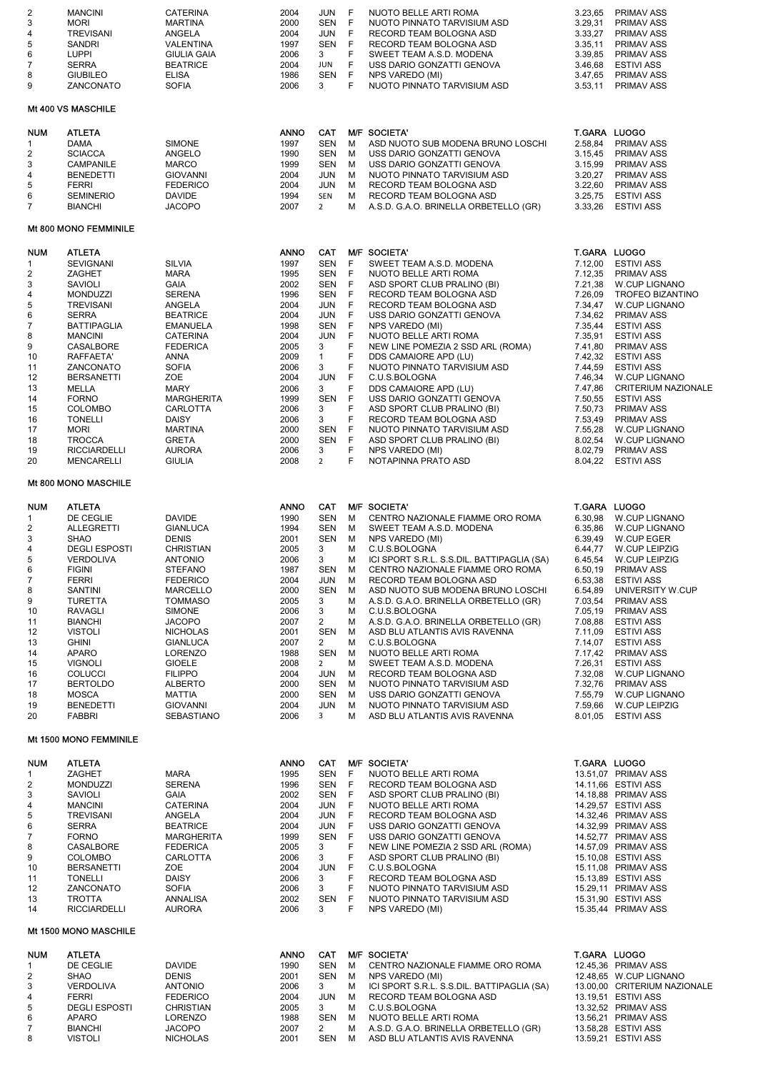| | | | | | | | | |
|---|---|---|---|---|---|---|---|---|
| 2 | MANCINI | CATERINA | 2004 | JUN | F | NUOTO BELLE ARTI ROMA | 3.23,65 | PRIMAV ASS |
| 3 | MORI | MARTINA | 2000 | SEN | F | NUOTO PINNATO TARVISIUM ASD | 3.29,31 | PRIMAV ASS |
| 4 | TREVISANI | ANGELA | 2004 | JUN | F | RECORD TEAM BOLOGNA ASD | 3.33,27 | PRIMAV ASS |
| 5 | SANDRI | VALENTINA | 1997 | SEN | F | RECORD TEAM BOLOGNA ASD | 3.35,11 | PRIMAV ASS |
| 6 | LUPPI | GIULIA GAIA | 2006 | 3 | F | SWEET TEAM A.S.D. MODENA | 3.39,85 | PRIMAV ASS |
| 7 | SERRA | BEATRICE | 2004 | JUN | F | USS DARIO GONZATTI GENOVA | 3.46,68 | ESTIVI ASS |
| 8 | GIUBILEO | ELISA | 1986 | SEN | F | NPS VAREDO (MI) | 3.47,65 | PRIMAV ASS |
| 9 | ZANCONATO | SOFIA | 2006 | 3 | F | NUOTO PINNATO TARVISIUM ASD | 3.53,11 | PRIMAV ASS |

## Mt 400 VS MASCHILE

| NUM | ATLETA | | ANNO | CAT | M/F | SOCIETA' | T.GARA | LUOGO |
|---|---|---|---|---|---|---|---|---|
| 1 | DAMA | SIMONE | 1997 | SEN | M | ASD NUOTO SUB MODENA BRUNO LOSCHI | 2.58,84 | PRIMAV ASS |
| 2 | SCIACCA | ANGELO | 1990 | SEN | M | USS DARIO GONZATTI GENOVA | 3.15,45 | PRIMAV ASS |
| 3 | CAMPANILE | MARCO | 1999 | SEN | M | USS DARIO GONZATTI GENOVA | 3.15,99 | PRIMAV ASS |
| 4 | BENEDETTI | GIOVANNI | 2004 | JUN | M | NUOTO PINNATO TARVISIUM ASD | 3.20,27 | PRIMAV ASS |
| 5 | FERRI | FEDERICO | 2004 | JUN | M | RECORD TEAM BOLOGNA ASD | 3.22,60 | PRIMAV ASS |
| 6 | SEMINERIO | DAVIDE | 1994 | SEN | M | RECORD TEAM BOLOGNA ASD | 3.25,75 | ESTIVI ASS |
| 7 | BIANCHI | JACOPO | 2007 | 2 | M | A.S.D. G.A.O. BRINELLA ORBETELLO (GR) | 3.33,26 | ESTIVI ASS |

## Mt 800 MONO FEMMINILE

| NUM | ATLETA | | ANNO | CAT | M/F | SOCIETA' | T.GARA | LUOGO |
|---|---|---|---|---|---|---|---|---|
| 1 | SEVIGNANI | SILVIA | 1997 | SEN | F | SWEET TEAM A.S.D. MODENA | 7.12,00 | ESTIVI ASS |
| 2 | ZAGHET | MARA | 1995 | SEN | F | NUOTO BELLE ARTI ROMA | 7.12,35 | PRIMAV ASS |
| 3 | SAVIOLI | GAIA | 2002 | SEN | F | ASD SPORT CLUB PRALINO (BI) | 7.21,38 | W.CUP LIGNANO |
| 4 | MONDUZZI | SERENA | 1996 | SEN | F | RECORD TEAM BOLOGNA ASD | 7.26,09 | TROFEO BIZANTINO |
| 5 | TREVISANI | ANGELA | 2004 | JUN | F | RECORD TEAM BOLOGNA ASD | 7.34,47 | W.CUP LIGNANO |
| 6 | SERRA | BEATRICE | 2004 | JUN | F | USS DARIO GONZATTI GENOVA | 7.34,62 | PRIMAV ASS |
| 7 | BATTIPAGLIA | EMANUELA | 1998 | SEN | F | NPS VAREDO (MI) | 7.35,44 | ESTIVI ASS |
| 8 | MANCINI | CATERINA | 2004 | JUN | F | NUOTO BELLE ARTI ROMA | 7.35,91 | ESTIVI ASS |
| 9 | CASALBORE | FEDERICA | 2005 | 3 | F | NEW LINE POMEZIA 2 SSD ARL (ROMA) | 7.41,80 | PRIMAV ASS |
| 10 | RAFFAETA' | ANNA | 2009 | 1 | F | DDS CAMAIORE APD (LU) | 7.42,32 | ESTIVI ASS |
| 11 | ZANCONATO | SOFIA | 2006 | 3 | F | NUOTO PINNATO TARVISIUM ASD | 7.44,59 | ESTIVI ASS |
| 12 | BERSANETTI | ZOE | 2004 | JUN | F | C.U.S.BOLOGNA | 7.46,34 | W.CUP LIGNANO |
| 13 | MELLA | MARY | 2006 | 3 | F | DDS CAMAIORE APD (LU) | 7.47,86 | CRITERIUM NAZIONALE |
| 14 | FORNO | MARGHERITA | 1999 | SEN | F | USS DARIO GONZATTI GENOVA | 7.50,55 | ESTIVI ASS |
| 15 | COLOMBO | CARLOTTA | 2006 | 3 | F | ASD SPORT CLUB PRALINO (BI) | 7.50,73 | PRIMAV ASS |
| 16 | TONELLI | DAISY | 2006 | 3 | F | RECORD TEAM BOLOGNA ASD | 7.53,49 | PRIMAV ASS |
| 17 | MORI | MARTINA | 2000 | SEN | F | NUOTO PINNATO TARVISIUM ASD | 7.55,28 | W.CUP LIGNANO |
| 18 | TROCCA | GRETA | 2000 | SEN | F | ASD SPORT CLUB PRALINO (BI) | 8.02,54 | W.CUP LIGNANO |
| 19 | RICCIARDELLI | AURORA | 2006 | 3 | F | NPS VAREDO (MI) | 8.02,79 | PRIMAV ASS |
| 20 | MENCARELLI | GIULIA | 2008 | 2 | F | NOTAPINNA PRATO ASD | 8.04,22 | ESTIVI ASS |

## Mt 800 MONO MASCHILE

| NUM | ATLETA | | ANNO | CAT | M/F | SOCIETA' | T.GARA | LUOGO |
|---|---|---|---|---|---|---|---|---|
| 1 | DE CEGLIE | DAVIDE | 1990 | SEN | M | CENTRO NAZIONALE FIAMME ORO ROMA | 6.30,98 | W.CUP LIGNANO |
| 2 | ALLEGRETTI | GIANLUCA | 1994 | SEN | M | SWEET TEAM A.S.D. MODENA | 6.35,86 | W.CUP LIGNANO |
| 3 | SHAO | DENIS | 2001 | SEN | M | NPS VAREDO (MI) | 6.39,49 | W.CUP EGER |
| 4 | DEGLI ESPOSTI | CHRISTIAN | 2005 | 3 | M | C.U.S.BOLOGNA | 6.44,77 | W.CUP LEIPZIG |
| 5 | VERDOLIVA | ANTONIO | 2006 | 3 | M | ICI SPORT S.R.L. S.S.DIL. BATTIPAGLIA (SA) | 6.45,54 | W.CUP LEIPZIG |
| 6 | FIGINI | STEFANO | 1987 | SEN | M | CENTRO NAZIONALE FIAMME ORO ROMA | 6.50,19 | PRIMAV ASS |
| 7 | FERRI | FEDERICO | 2004 | JUN | M | RECORD TEAM BOLOGNA ASD | 6.53,38 | ESTIVI ASS |
| 8 | SANTINI | MARCELLO | 2000 | SEN | M | ASD NUOTO SUB MODENA BRUNO LOSCHI | 6.54,89 | UNIVERSITY W.CUP |
| 9 | TURETTA | TOMMASO | 2005 | 3 | M | A.S.D. G.A.O. BRINELLA ORBETELLO (GR) | 7.03,54 | PRIMAV ASS |
| 10 | RAVAGLI | SIMONE | 2006 | 3 | M | C.U.S.BOLOGNA | 7.05,19 | PRIMAV ASS |
| 11 | BIANCHI | JACOPO | 2007 | 2 | M | A.S.D. G.A.O. BRINELLA ORBETELLO (GR) | 7.08,88 | ESTIVI ASS |
| 12 | VISTOLI | NICHOLAS | 2001 | SEN | M | ASD BLU ATLANTIS AVIS RAVENNA | 7.11,09 | ESTIVI ASS |
| 13 | GHINI | GIANLUCA | 2007 | 2 | M | C.U.S.BOLOGNA | 7.14,07 | ESTIVI ASS |
| 14 | APARO | LORENZO | 1988 | SEN | M | NUOTO BELLE ARTI ROMA | 7.17,42 | PRIMAV ASS |
| 15 | VIGNOLI | GIOELE | 2008 | 2 | M | SWEET TEAM A.S.D. MODENA | 7.26,31 | ESTIVI ASS |
| 16 | COLUCCI | FILIPPO | 2004 | JUN | M | RECORD TEAM BOLOGNA ASD | 7.32,08 | W.CUP LIGNANO |
| 17 | BERTOLDO | ALBERTO | 2000 | SEN | M | NUOTO PINNATO TARVISIUM ASD | 7.32,76 | PRIMAV ASS |
| 18 | MOSCA | MATTIA | 2000 | SEN | M | USS DARIO GONZATTI GENOVA | 7.55,79 | W.CUP LIGNANO |
| 19 | BENEDETTI | GIOVANNI | 2004 | JUN | M | NUOTO PINNATO TARVISIUM ASD | 7.59,66 | W.CUP LEIPZIG |
| 20 | FABBRI | SEBASTIANO | 2006 | 3 | M | ASD BLU ATLANTIS AVIS RAVENNA | 8.01,05 | ESTIVI ASS |

## Mt 1500 MONO FEMMINILE

| NUM | ATLETA | | ANNO | CAT | M/F | SOCIETA' | T.GARA | LUOGO |
|---|---|---|---|---|---|---|---|---|
| 1 | ZAGHET | MARA | 1995 | SEN | F | NUOTO BELLE ARTI ROMA | 13.51,07 | PRIMAV ASS |
| 2 | MONDUZZI | SERENA | 1996 | SEN | F | RECORD TEAM BOLOGNA ASD | 14.11,66 | ESTIVI ASS |
| 3 | SAVIOLI | GAIA | 2002 | SEN | F | ASD SPORT CLUB PRALINO (BI) | 14.18,88 | PRIMAV ASS |
| 4 | MANCINI | CATERINA | 2004 | JUN | F | NUOTO BELLE ARTI ROMA | 14.29,57 | ESTIVI ASS |
| 5 | TREVISANI | ANGELA | 2004 | JUN | F | RECORD TEAM BOLOGNA ASD | 14.32,46 | PRIMAV ASS |
| 6 | SERRA | BEATRICE | 2004 | JUN | F | USS DARIO GONZATTI GENOVA | 14.32,99 | PRIMAV ASS |
| 7 | FORNO | MARGHERITA | 1999 | SEN | F | USS DARIO GONZATTI GENOVA | 14.52,77 | PRIMAV ASS |
| 8 | CASALBORE | FEDERICA | 2005 | 3 | F | NEW LINE POMEZIA 2 SSD ARL (ROMA) | 14.57,09 | PRIMAV ASS |
| 9 | COLOMBO | CARLOTTA | 2006 | 3 | F | ASD SPORT CLUB PRALINO (BI) | 15.10,08 | ESTIVI ASS |
| 10 | BERSANETTI | ZOE | 2004 | JUN | F | C.U.S.BOLOGNA | 15.11,08 | PRIMAV ASS |
| 11 | TONELLI | DAISY | 2006 | 3 | F | RECORD TEAM BOLOGNA ASD | 15.13,89 | ESTIVI ASS |
| 12 | ZANCONATO | SOFIA | 2006 | 3 | F | NUOTO PINNATO TARVISIUM ASD | 15.29,11 | PRIMAV ASS |
| 13 | TROTTA | ANNALISA | 2002 | SEN | F | NUOTO PINNATO TARVISIUM ASD | 15.31,90 | ESTIVI ASS |
| 14 | RICCIARDELLI | AURORA | 2006 | 3 | F | NPS VAREDO (MI) | 15.35,44 | PRIMAV ASS |

## Mt 1500 MONO MASCHILE

| NUM | ATLETA | | ANNO | CAT | M/F | SOCIETA' | T.GARA | LUOGO |
|---|---|---|---|---|---|---|---|---|
| 1 | DE CEGLIE | DAVIDE | 1990 | SEN | M | CENTRO NAZIONALE FIAMME ORO ROMA | 12.45,36 | PRIMAV ASS |
| 2 | SHAO | DENIS | 2001 | SEN | M | NPS VAREDO (MI) | 12.48,65 | W.CUP LIGNANO |
| 3 | VERDOLIVA | ANTONIO | 2006 | 3 | M | ICI SPORT S.R.L. S.S.DIL. BATTIPAGLIA (SA) | 13.00,00 | CRITERIUM NAZIONALE |
| 4 | FERRI | FEDERICO | 2004 | JUN | M | RECORD TEAM BOLOGNA ASD | 13.19,51 | ESTIVI ASS |
| 5 | DEGLI ESPOSTI | CHRISTIAN | 2005 | 3 | M | C.U.S.BOLOGNA | 13.32,52 | PRIMAV ASS |
| 6 | APARO | LORENZO | 1988 | SEN | M | NUOTO BELLE ARTI ROMA | 13.56,21 | PRIMAV ASS |
| 7 | BIANCHI | JACOPO | 2007 | 2 | M | A.S.D. G.A.O. BRINELLA ORBETELLO (GR) | 13.58,28 | ESTIVI ASS |
| 8 | VISTOLI | NICHOLAS | 2001 | SEN | M | ASD BLU ATLANTIS AVIS RAVENNA | 13.59,21 | ESTIVI ASS |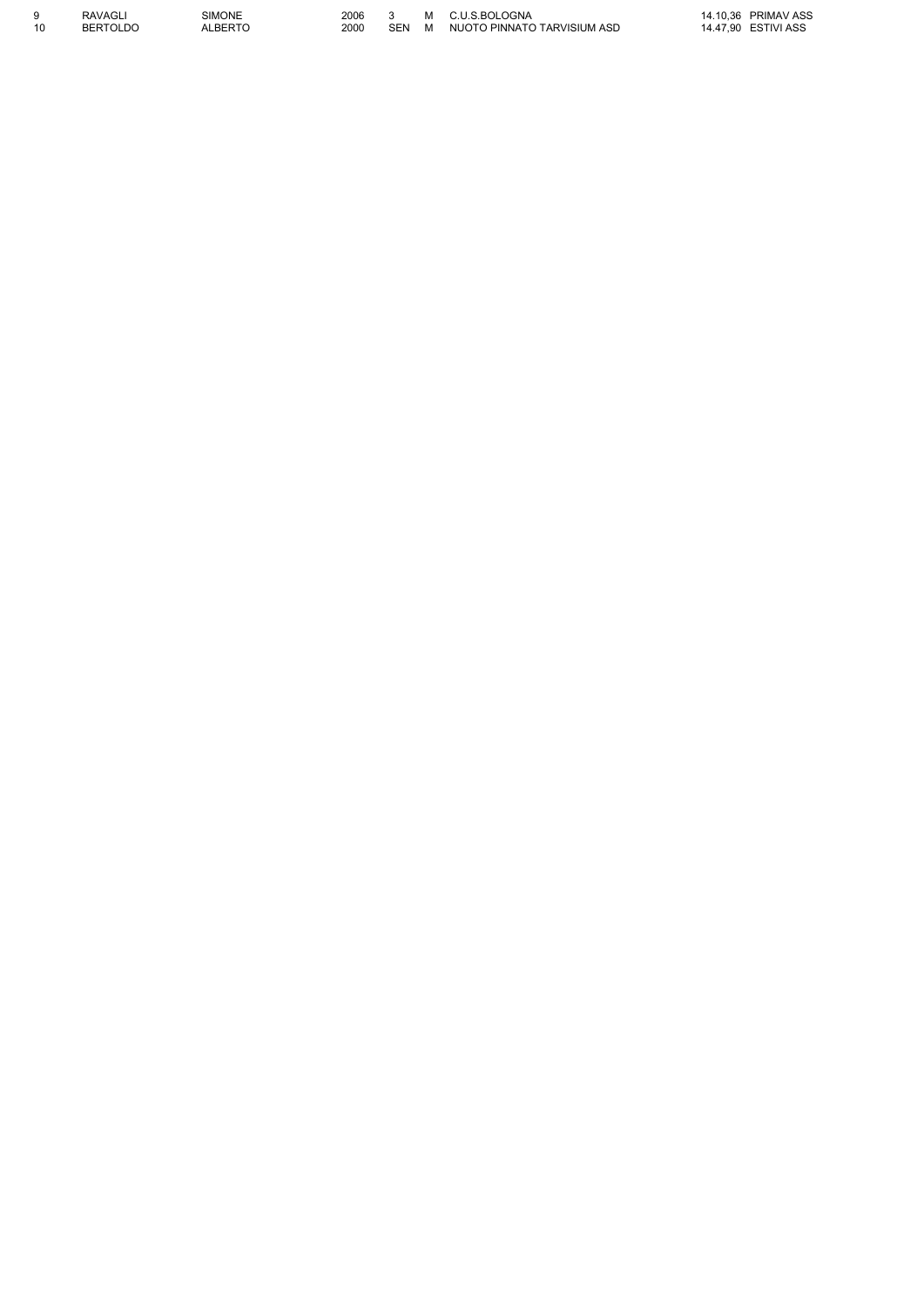| | | | | | | | | |
|---|---|---|---|---|---|---|---|---|
| 9 | RAVAGLI | SIMONE | 2006 | 3 | M | C.U.S.BOLOGNA | 14.10,36 | PRIMAV ASS |
| 10 | BERTOLDO | ALBERTO | 2000 | SEN | M | NUOTO PINNATO TARVISIUM ASD | 14.47,90 | ESTIVI ASS |